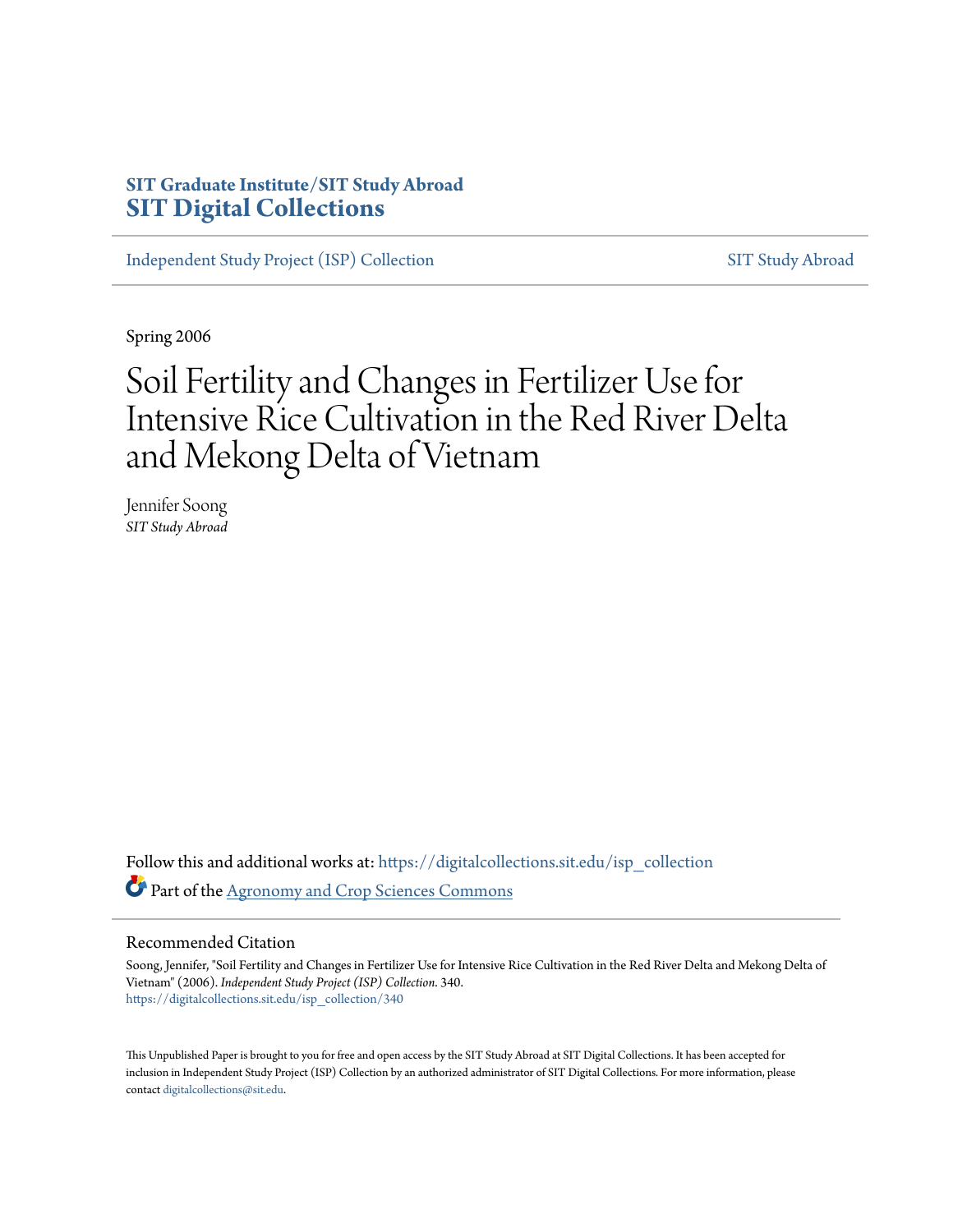**SIT Graduate Institute/SIT Study Abroad**
# SIT Digital Collections

Independent Study Project (ISP) Collection | SIT Study Abroad

Spring 2006

# Soil Fertility and Changes in Fertilizer Use for Intensive Rice Cultivation in the Red River Delta and Mekong Delta of Vietnam

Jennifer Soong
*SIT Study Abroad*

Follow this and additional works at: https://digitalcollections.sit.edu/isp_collection

Part of the Agronomy and Crop Sciences Commons

## Recommended Citation

Soong, Jennifer, "Soil Fertility and Changes in Fertilizer Use for Intensive Rice Cultivation in the Red River Delta and Mekong Delta of Vietnam" (2006). *Independent Study Project (ISP) Collection*. 340.
https://digitalcollections.sit.edu/isp_collection/340

This Unpublished Paper is brought to you for free and open access by the SIT Study Abroad at SIT Digital Collections. It has been accepted for inclusion in Independent Study Project (ISP) Collection by an authorized administrator of SIT Digital Collections. For more information, please contact digitalcollections@sit.edu.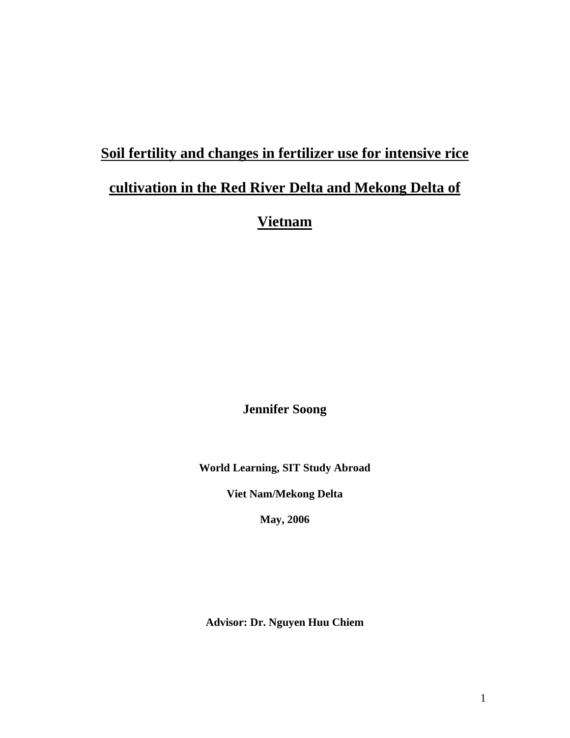# Soil fertility and changes in fertilizer use for intensive rice cultivation in the Red River Delta and Mekong Delta of Vietnam

**Jennifer Soong**

**World Learning, SIT Study Abroad**

**Viet Nam/Mekong Delta**

**May, 2006**

**Advisor: Dr. Nguyen Huu Chiem**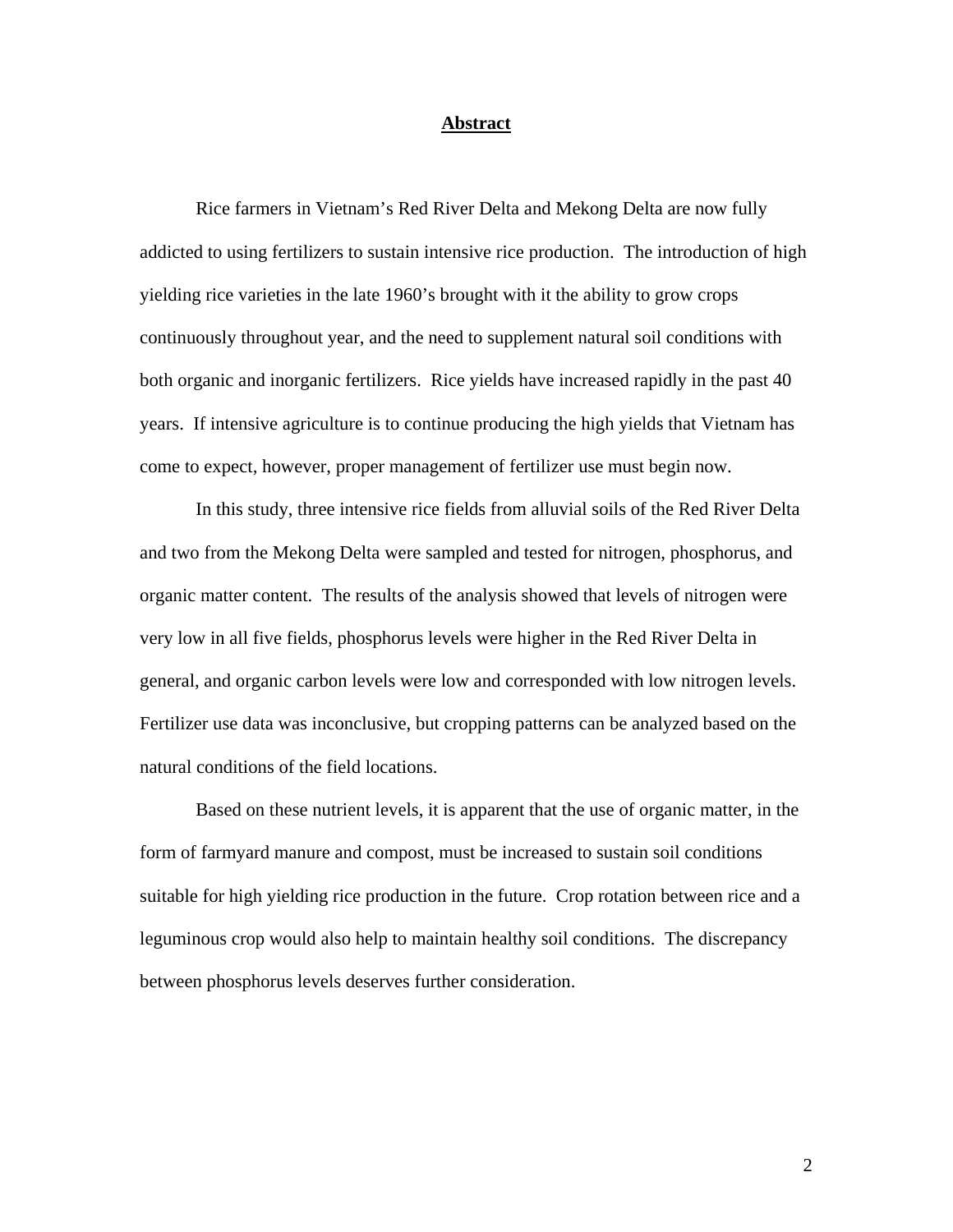## Abstract

Rice farmers in Vietnam's Red River Delta and Mekong Delta are now fully addicted to using fertilizers to sustain intensive rice production. The introduction of high yielding rice varieties in the late 1960's brought with it the ability to grow crops continuously throughout year, and the need to supplement natural soil conditions with both organic and inorganic fertilizers. Rice yields have increased rapidly in the past 40 years. If intensive agriculture is to continue producing the high yields that Vietnam has come to expect, however, proper management of fertilizer use must begin now.

In this study, three intensive rice fields from alluvial soils of the Red River Delta and two from the Mekong Delta were sampled and tested for nitrogen, phosphorus, and organic matter content. The results of the analysis showed that levels of nitrogen were very low in all five fields, phosphorus levels were higher in the Red River Delta in general, and organic carbon levels were low and corresponded with low nitrogen levels. Fertilizer use data was inconclusive, but cropping patterns can be analyzed based on the natural conditions of the field locations.

Based on these nutrient levels, it is apparent that the use of organic matter, in the form of farmyard manure and compost, must be increased to sustain soil conditions suitable for high yielding rice production in the future. Crop rotation between rice and a leguminous crop would also help to maintain healthy soil conditions. The discrepancy between phosphorus levels deserves further consideration.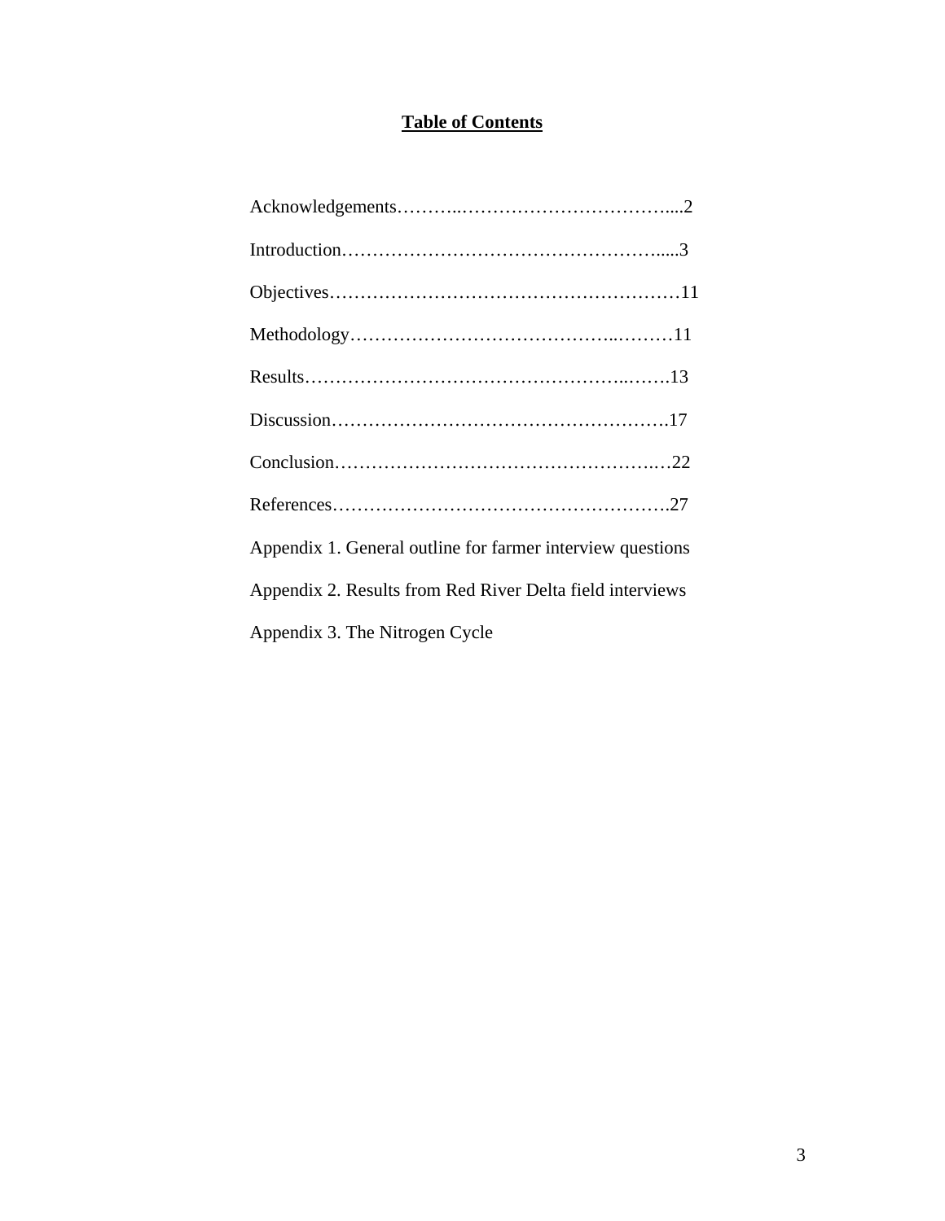**Table of Contents**

Acknowledgements……….……………………………....2

Introduction…………………………………………….....3

Objectives…….…………………….…………….………11

Methodology……………………………………..………11

Results……………………………………………..…….13

Discussion……………………………………………….17

Conclusion……………………………………………..…22

References……………………………………………….27

Appendix 1. General outline for farmer interview questions

Appendix 2. Results from Red River Delta field interviews

Appendix 3. The Nitrogen Cycle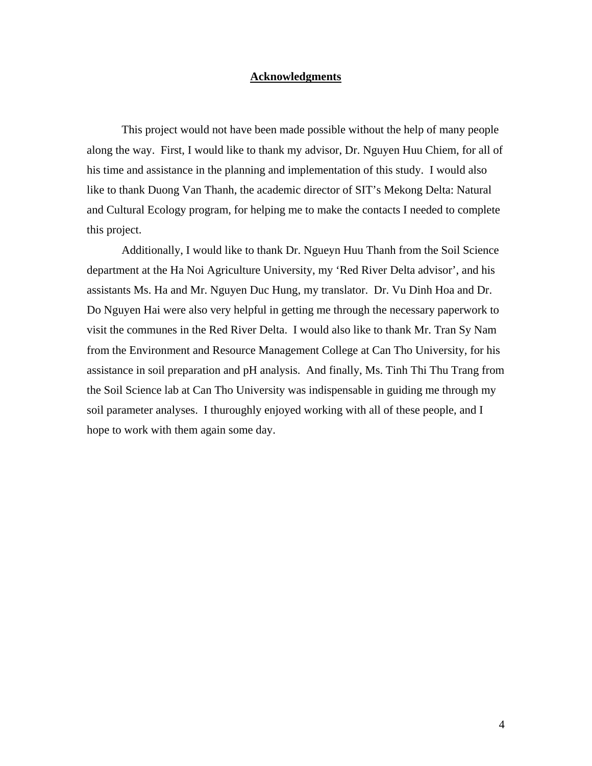# Acknowledgments

This project would not have been made possible without the help of many people along the way. First, I would like to thank my advisor, Dr. Nguyen Huu Chiem, for all of his time and assistance in the planning and implementation of this study. I would also like to thank Duong Van Thanh, the academic director of SIT's Mekong Delta: Natural and Cultural Ecology program, for helping me to make the contacts I needed to complete this project.

Additionally, I would like to thank Dr. Ngueyn Huu Thanh from the Soil Science department at the Ha Noi Agriculture University, my 'Red River Delta advisor', and his assistants Ms. Ha and Mr. Nguyen Duc Hung, my translator. Dr. Vu Dinh Hoa and Dr. Do Nguyen Hai were also very helpful in getting me through the necessary paperwork to visit the communes in the Red River Delta. I would also like to thank Mr. Tran Sy Nam from the Environment and Resource Management College at Can Tho University, for his assistance in soil preparation and pH analysis. And finally, Ms. Tinh Thi Thu Trang from the Soil Science lab at Can Tho University was indispensable in guiding me through my soil parameter analyses. I thuroughly enjoyed working with all of these people, and I hope to work with them again some day.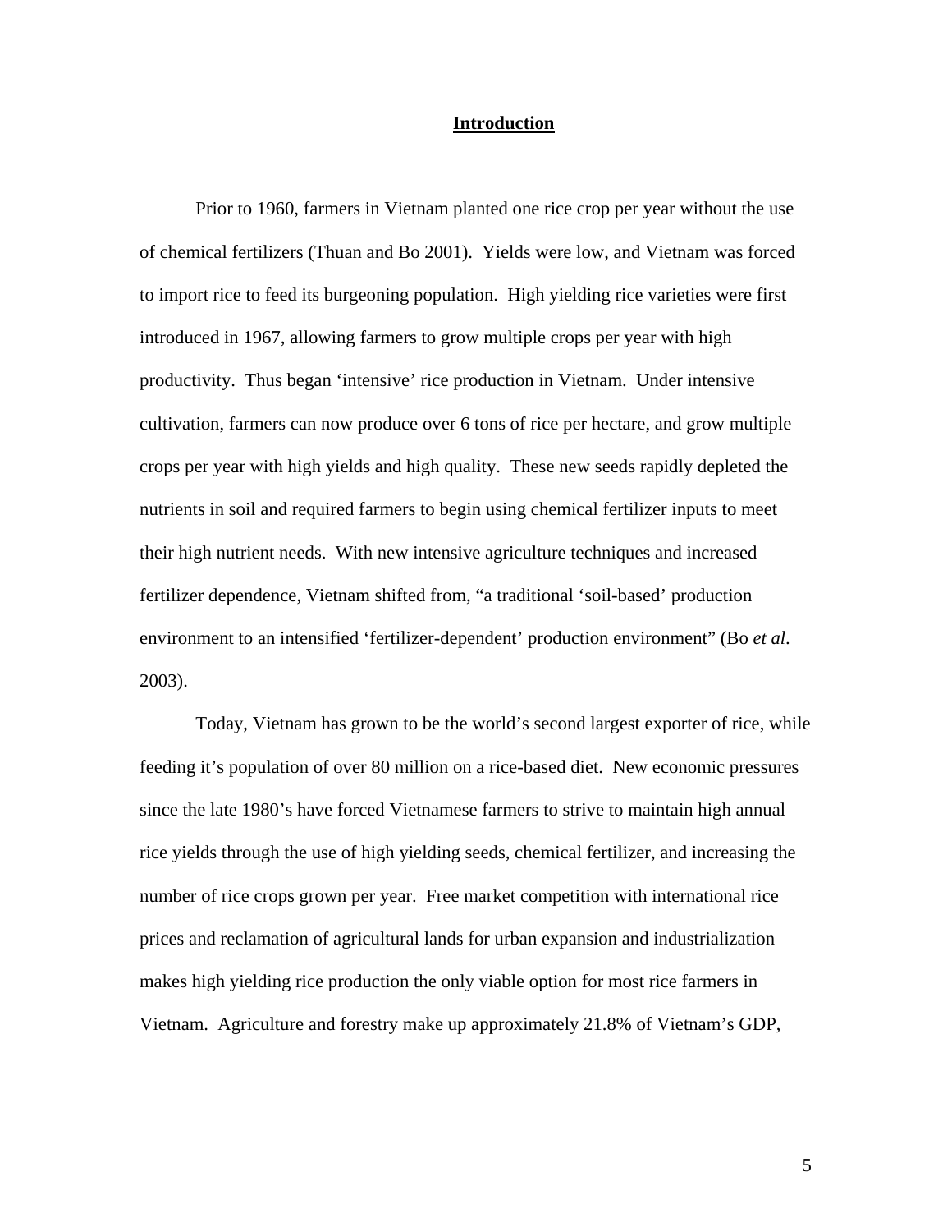# Introduction

Prior to 1960, farmers in Vietnam planted one rice crop per year without the use of chemical fertilizers (Thuan and Bo 2001). Yields were low, and Vietnam was forced to import rice to feed its burgeoning population. High yielding rice varieties were first introduced in 1967, allowing farmers to grow multiple crops per year with high productivity. Thus began 'intensive' rice production in Vietnam. Under intensive cultivation, farmers can now produce over 6 tons of rice per hectare, and grow multiple crops per year with high yields and high quality. These new seeds rapidly depleted the nutrients in soil and required farmers to begin using chemical fertilizer inputs to meet their high nutrient needs. With new intensive agriculture techniques and increased fertilizer dependence, Vietnam shifted from, "a traditional 'soil-based' production environment to an intensified 'fertilizer-dependent' production environment" (Bo *et al*. 2003).

Today, Vietnam has grown to be the world's second largest exporter of rice, while feeding it's population of over 80 million on a rice-based diet. New economic pressures since the late 1980's have forced Vietnamese farmers to strive to maintain high annual rice yields through the use of high yielding seeds, chemical fertilizer, and increasing the number of rice crops grown per year. Free market competition with international rice prices and reclamation of agricultural lands for urban expansion and industrialization makes high yielding rice production the only viable option for most rice farmers in Vietnam. Agriculture and forestry make up approximately 21.8% of Vietnam's GDP,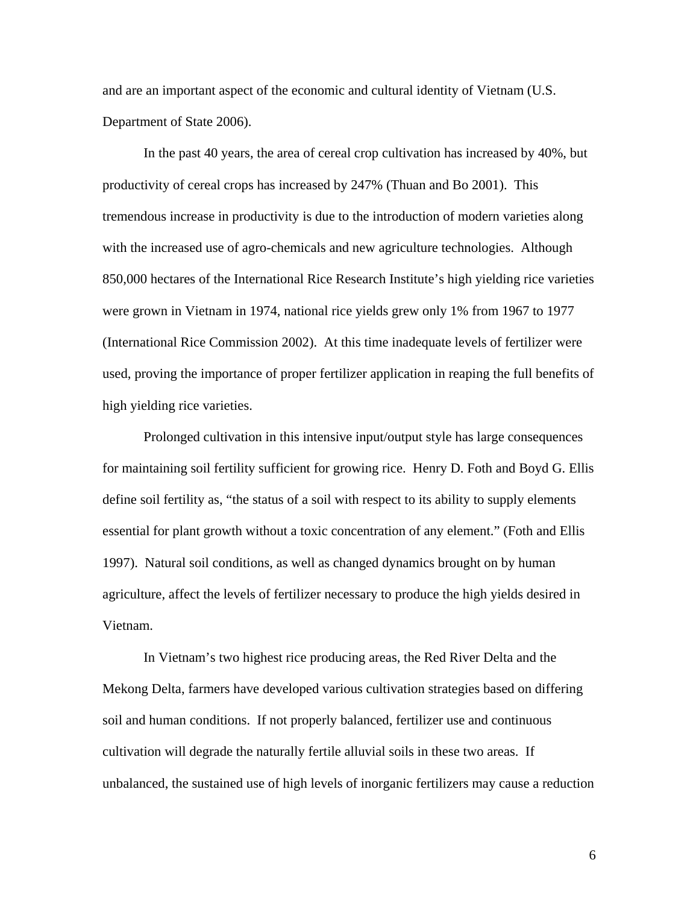and are an important aspect of the economic and cultural identity of Vietnam (U.S. Department of State 2006).

In the past 40 years, the area of cereal crop cultivation has increased by 40%, but productivity of cereal crops has increased by 247% (Thuan and Bo 2001). This tremendous increase in productivity is due to the introduction of modern varieties along with the increased use of agro-chemicals and new agriculture technologies. Although 850,000 hectares of the International Rice Research Institute's high yielding rice varieties were grown in Vietnam in 1974, national rice yields grew only 1% from 1967 to 1977 (International Rice Commission 2002). At this time inadequate levels of fertilizer were used, proving the importance of proper fertilizer application in reaping the full benefits of high yielding rice varieties.

Prolonged cultivation in this intensive input/output style has large consequences for maintaining soil fertility sufficient for growing rice. Henry D. Foth and Boyd G. Ellis define soil fertility as, "the status of a soil with respect to its ability to supply elements essential for plant growth without a toxic concentration of any element." (Foth and Ellis 1997). Natural soil conditions, as well as changed dynamics brought on by human agriculture, affect the levels of fertilizer necessary to produce the high yields desired in Vietnam.

In Vietnam's two highest rice producing areas, the Red River Delta and the Mekong Delta, farmers have developed various cultivation strategies based on differing soil and human conditions. If not properly balanced, fertilizer use and continuous cultivation will degrade the naturally fertile alluvial soils in these two areas. If unbalanced, the sustained use of high levels of inorganic fertilizers may cause a reduction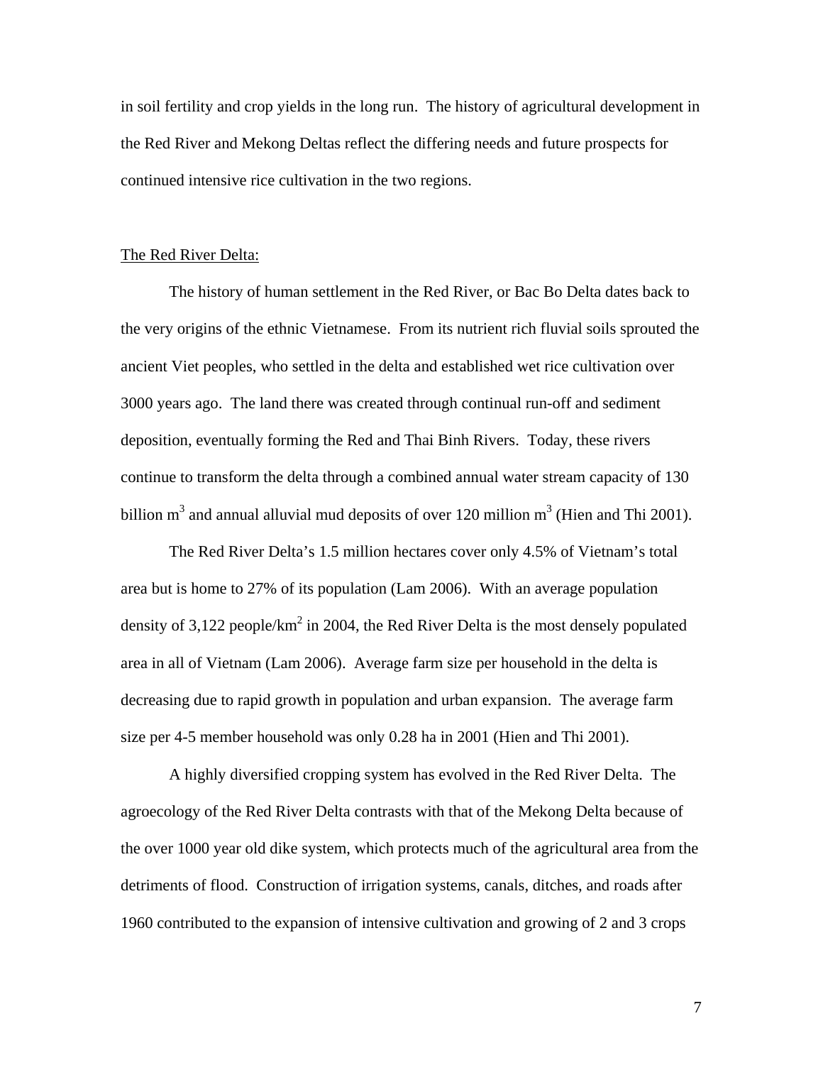in soil fertility and crop yields in the long run. The history of agricultural development in the Red River and Mekong Deltas reflect the differing needs and future prospects for continued intensive rice cultivation in the two regions.

The Red River Delta:

The history of human settlement in the Red River, or Bac Bo Delta dates back to the very origins of the ethnic Vietnamese. From its nutrient rich fluvial soils sprouted the ancient Viet peoples, who settled in the delta and established wet rice cultivation over 3000 years ago. The land there was created through continual run-off and sediment deposition, eventually forming the Red and Thai Binh Rivers. Today, these rivers continue to transform the delta through a combined annual water stream capacity of 130 billion $m^3$ and annual alluvial mud deposits of over 120 million $m^3$ (Hien and Thi 2001).

The Red River Delta's 1.5 million hectares cover only 4.5% of Vietnam's total area but is home to 27% of its population (Lam 2006). With an average population density of 3,122 people/$km^2$ in 2004, the Red River Delta is the most densely populated area in all of Vietnam (Lam 2006). Average farm size per household in the delta is decreasing due to rapid growth in population and urban expansion. The average farm size per 4-5 member household was only 0.28 ha in 2001 (Hien and Thi 2001).

A highly diversified cropping system has evolved in the Red River Delta. The agroecology of the Red River Delta contrasts with that of the Mekong Delta because of the over 1000 year old dike system, which protects much of the agricultural area from the detriments of flood. Construction of irrigation systems, canals, ditches, and roads after 1960 contributed to the expansion of intensive cultivation and growing of 2 and 3 crops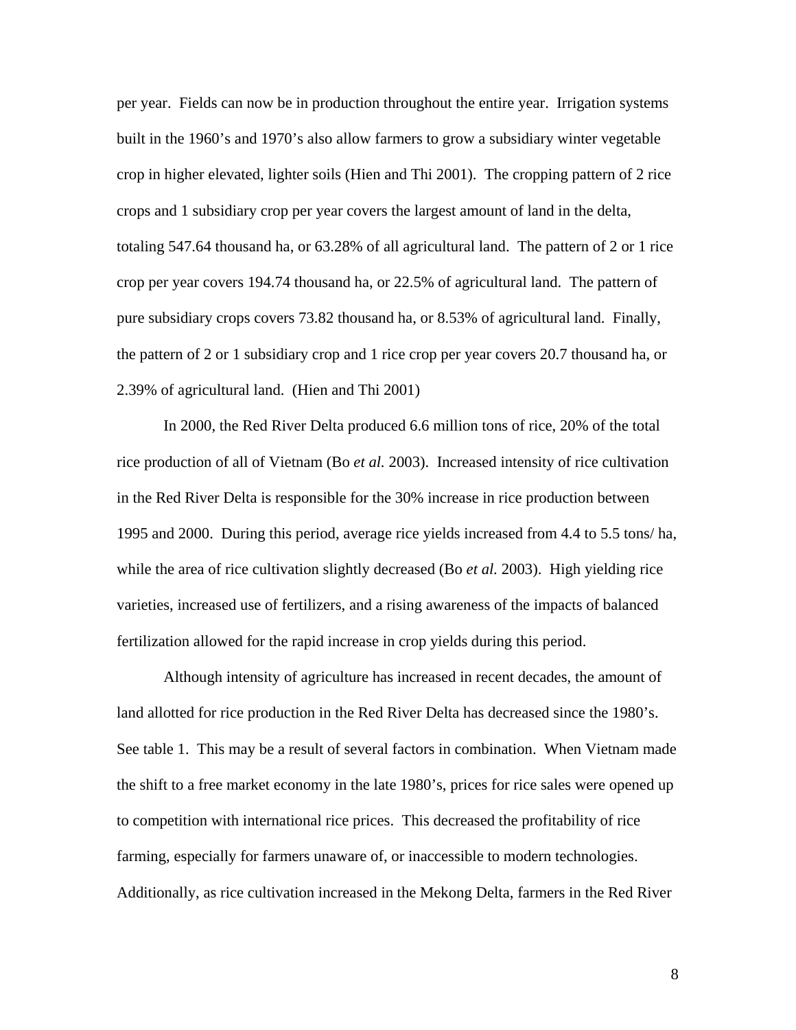per year. Fields can now be in production throughout the entire year. Irrigation systems built in the 1960's and 1970's also allow farmers to grow a subsidiary winter vegetable crop in higher elevated, lighter soils (Hien and Thi 2001). The cropping pattern of 2 rice crops and 1 subsidiary crop per year covers the largest amount of land in the delta, totaling 547.64 thousand ha, or 63.28% of all agricultural land. The pattern of 2 or 1 rice crop per year covers 194.74 thousand ha, or 22.5% of agricultural land. The pattern of pure subsidiary crops covers 73.82 thousand ha, or 8.53% of agricultural land. Finally, the pattern of 2 or 1 subsidiary crop and 1 rice crop per year covers 20.7 thousand ha, or 2.39% of agricultural land. (Hien and Thi 2001)

In 2000, the Red River Delta produced 6.6 million tons of rice, 20% of the total rice production of all of Vietnam (Bo *et al.* 2003). Increased intensity of rice cultivation in the Red River Delta is responsible for the 30% increase in rice production between 1995 and 2000. During this period, average rice yields increased from 4.4 to 5.5 tons/ ha, while the area of rice cultivation slightly decreased (Bo *et al.* 2003). High yielding rice varieties, increased use of fertilizers, and a rising awareness of the impacts of balanced fertilization allowed for the rapid increase in crop yields during this period.

Although intensity of agriculture has increased in recent decades, the amount of land allotted for rice production in the Red River Delta has decreased since the 1980's. See table 1. This may be a result of several factors in combination. When Vietnam made the shift to a free market economy in the late 1980's, prices for rice sales were opened up to competition with international rice prices. This decreased the profitability of rice farming, especially for farmers unaware of, or inaccessible to modern technologies. Additionally, as rice cultivation increased in the Mekong Delta, farmers in the Red River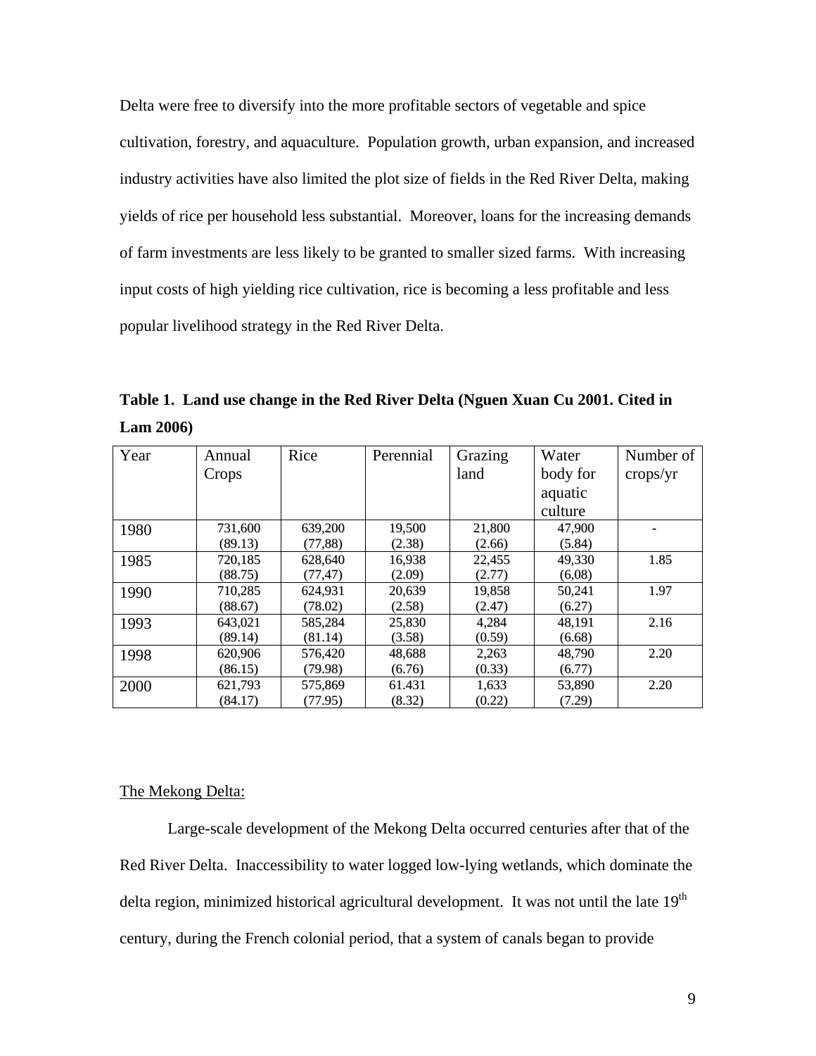Delta were free to diversify into the more profitable sectors of vegetable and spice cultivation, forestry, and aquaculture. Population growth, urban expansion, and increased industry activities have also limited the plot size of fields in the Red River Delta, making yields of rice per household less substantial. Moreover, loans for the increasing demands of farm investments are less likely to be granted to smaller sized farms. With increasing input costs of high yielding rice cultivation, rice is becoming a less profitable and less popular livelihood strategy in the Red River Delta.

**Table 1. Land use change in the Red River Delta (Nguen Xuan Cu 2001. Cited in Lam 2006)**

| Year | Annual Crops | Rice | Perennial | Grazing land | Water body for aquatic culture | Number of crops/yr |
|---|---|---|---|---|---|---|
| 1980 | 731,600 (89.13) | 639,200 (77,88) | 19,500 (2.38) | 21,800 (2.66) | 47,900 (5.84) | - |
| 1985 | 720,185 (88.75) | 628,640 (77,47) | 16,938 (2.09) | 22,455 (2.77) | 49,330 (6,08) | 1.85 |
| 1990 | 710,285 (88.67) | 624,931 (78.02) | 20,639 (2.58) | 19,858 (2.47) | 50,241 (6.27) | 1.97 |
| 1993 | 643,021 (89.14) | 585,284 (81.14) | 25,830 (3.58) | 4,284 (0.59) | 48,191 (6.68) | 2.16 |
| 1998 | 620,906 (86.15) | 576,420 (79.98) | 48,688 (6.76) | 2,263 (0.33) | 48,790 (6.77) | 2.20 |
| 2000 | 621,793 (84.17) | 575,869 (77.95) | 61.431 (8.32) | 1,633 (0.22) | 53,890 (7.29) | 2.20 |

The Mekong Delta:

Large-scale development of the Mekong Delta occurred centuries after that of the Red River Delta. Inaccessibility to water logged low-lying wetlands, which dominate the delta region, minimized historical agricultural development. It was not until the late 19th century, during the French colonial period, that a system of canals began to provide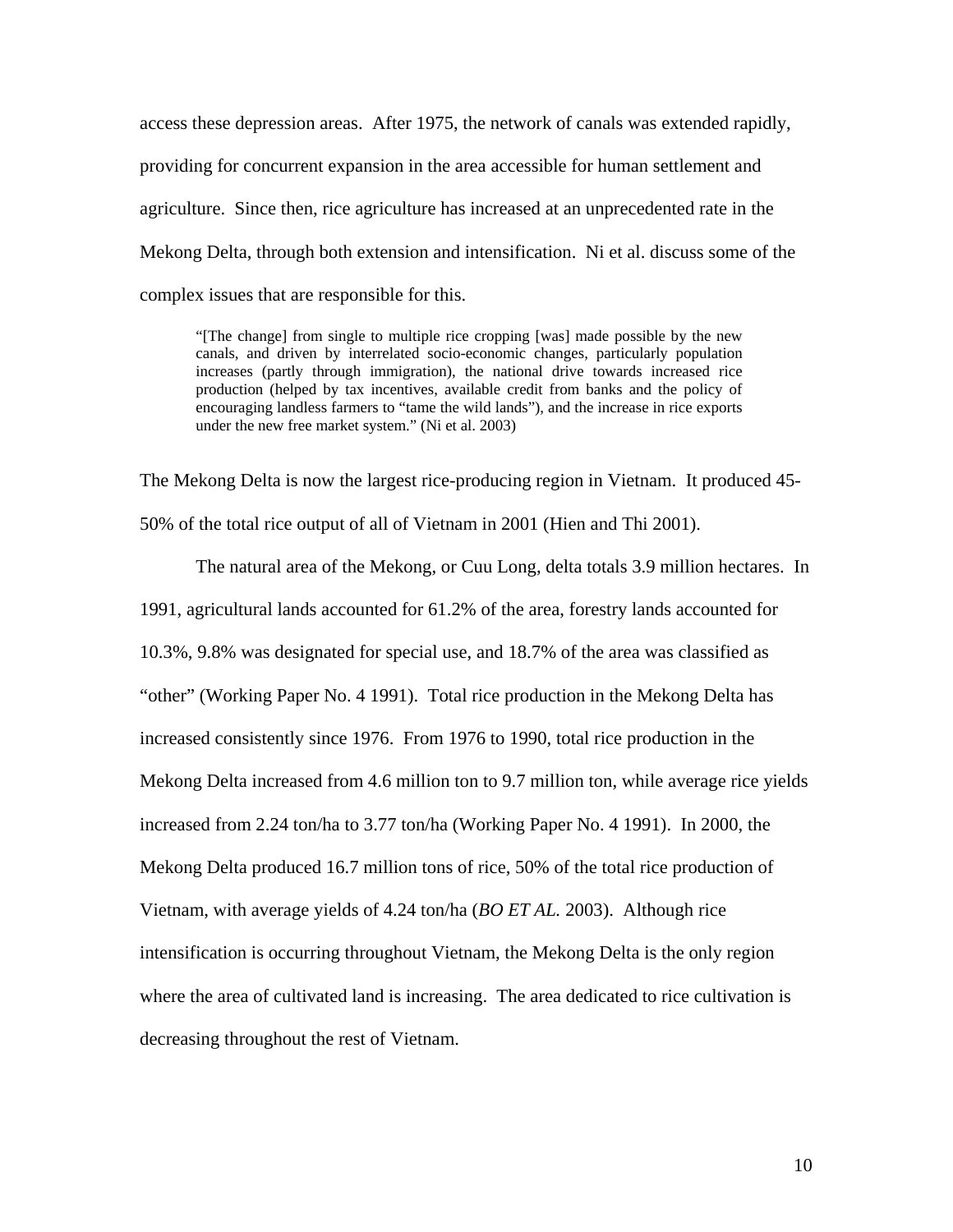access these depression areas. After 1975, the network of canals was extended rapidly, providing for concurrent expansion in the area accessible for human settlement and agriculture. Since then, rice agriculture has increased at an unprecedented rate in the Mekong Delta, through both extension and intensification. Ni et al. discuss some of the complex issues that are responsible for this.

> "[The change] from single to multiple rice cropping [was] made possible by the new canals, and driven by interrelated socio-economic changes, particularly population increases (partly through immigration), the national drive towards increased rice production (helped by tax incentives, available credit from banks and the policy of encouraging landless farmers to "tame the wild lands"), and the increase in rice exports under the new free market system." (Ni et al. 2003)

The Mekong Delta is now the largest rice-producing region in Vietnam. It produced 45-50% of the total rice output of all of Vietnam in 2001 (Hien and Thi 2001).

The natural area of the Mekong, or Cuu Long, delta totals 3.9 million hectares. In 1991, agricultural lands accounted for 61.2% of the area, forestry lands accounted for 10.3%, 9.8% was designated for special use, and 18.7% of the area was classified as "other" (Working Paper No. 4 1991). Total rice production in the Mekong Delta has increased consistently since 1976. From 1976 to 1990, total rice production in the Mekong Delta increased from 4.6 million ton to 9.7 million ton, while average rice yields increased from 2.24 ton/ha to 3.77 ton/ha (Working Paper No. 4 1991). In 2000, the Mekong Delta produced 16.7 million tons of rice, 50% of the total rice production of Vietnam, with average yields of 4.24 ton/ha (*BO ET AL.* 2003). Although rice intensification is occurring throughout Vietnam, the Mekong Delta is the only region where the area of cultivated land is increasing. The area dedicated to rice cultivation is decreasing throughout the rest of Vietnam.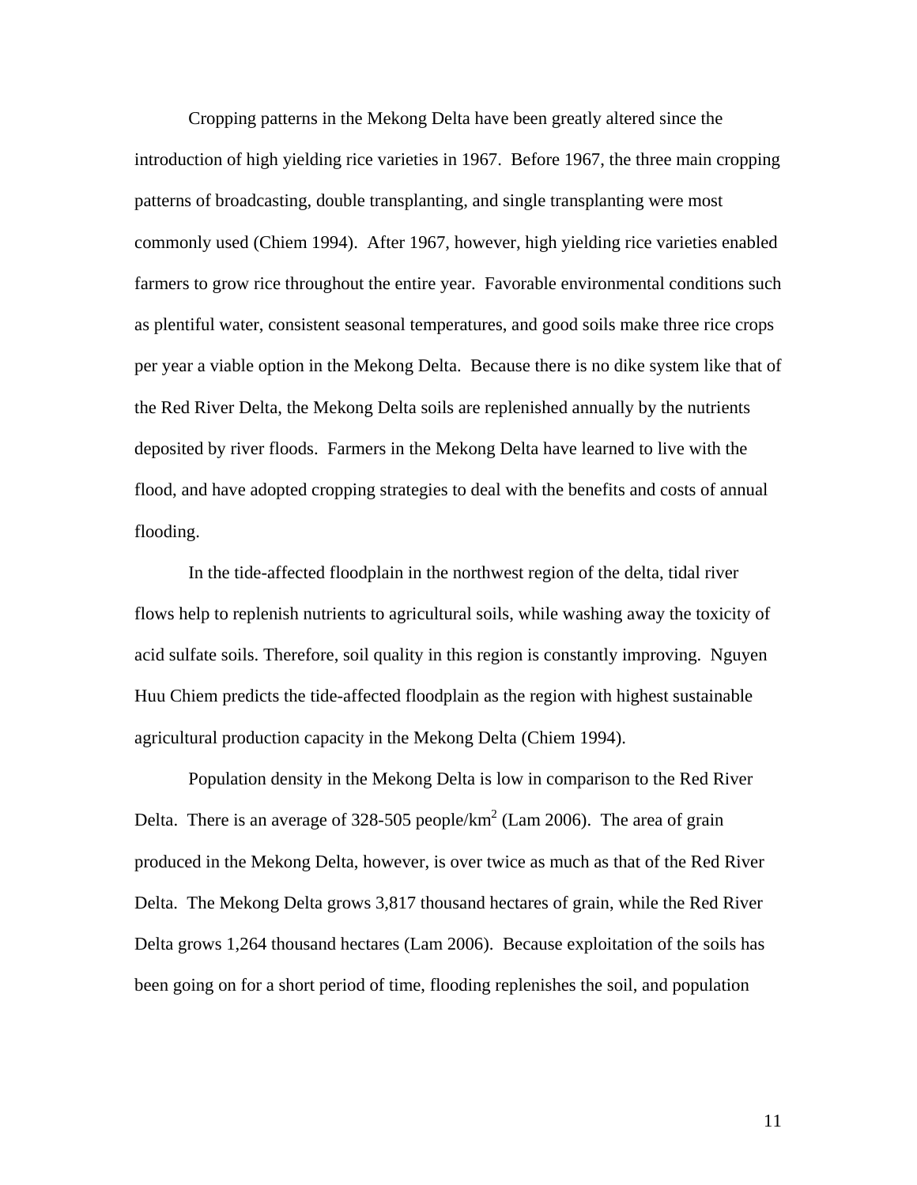Cropping patterns in the Mekong Delta have been greatly altered since the introduction of high yielding rice varieties in 1967. Before 1967, the three main cropping patterns of broadcasting, double transplanting, and single transplanting were most commonly used (Chiem 1994). After 1967, however, high yielding rice varieties enabled farmers to grow rice throughout the entire year. Favorable environmental conditions such as plentiful water, consistent seasonal temperatures, and good soils make three rice crops per year a viable option in the Mekong Delta. Because there is no dike system like that of the Red River Delta, the Mekong Delta soils are replenished annually by the nutrients deposited by river floods. Farmers in the Mekong Delta have learned to live with the flood, and have adopted cropping strategies to deal with the benefits and costs of annual flooding.

In the tide-affected floodplain in the northwest region of the delta, tidal river flows help to replenish nutrients to agricultural soils, while washing away the toxicity of acid sulfate soils. Therefore, soil quality in this region is constantly improving. Nguyen Huu Chiem predicts the tide-affected floodplain as the region with highest sustainable agricultural production capacity in the Mekong Delta (Chiem 1994).

Population density in the Mekong Delta is low in comparison to the Red River Delta. There is an average of 328-505 people/km$^2$ (Lam 2006). The area of grain produced in the Mekong Delta, however, is over twice as much as that of the Red River Delta. The Mekong Delta grows 3,817 thousand hectares of grain, while the Red River Delta grows 1,264 thousand hectares (Lam 2006). Because exploitation of the soils has been going on for a short period of time, flooding replenishes the soil, and population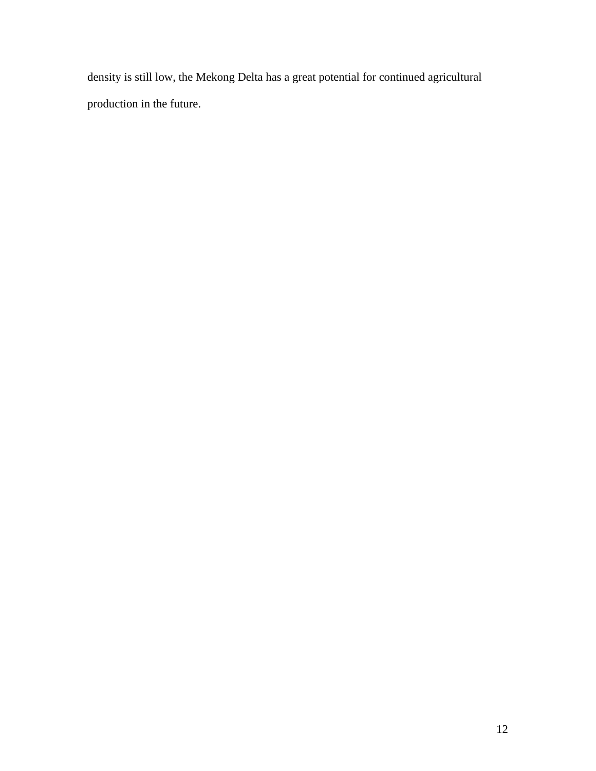density is still low, the Mekong Delta has a great potential for continued agricultural production in the future.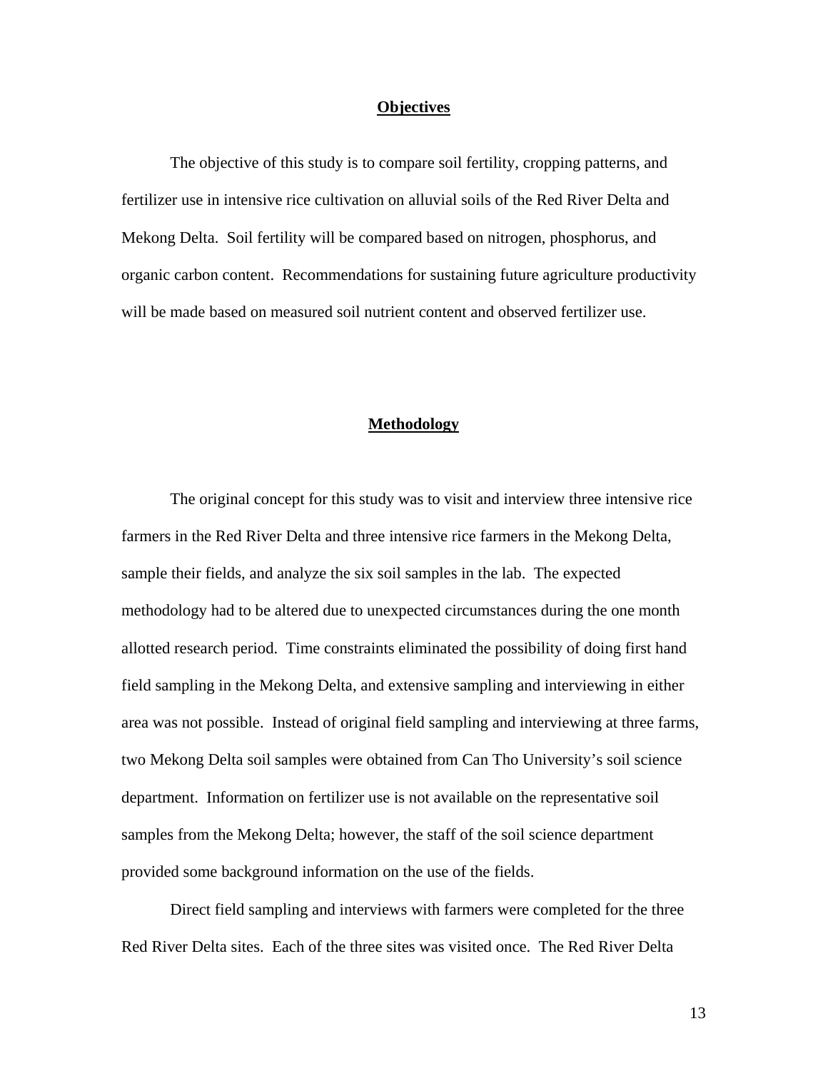## Objectives

The objective of this study is to compare soil fertility, cropping patterns, and fertilizer use in intensive rice cultivation on alluvial soils of the Red River Delta and Mekong Delta. Soil fertility will be compared based on nitrogen, phosphorus, and organic carbon content. Recommendations for sustaining future agriculture productivity will be made based on measured soil nutrient content and observed fertilizer use.

## Methodology

The original concept for this study was to visit and interview three intensive rice farmers in the Red River Delta and three intensive rice farmers in the Mekong Delta, sample their fields, and analyze the six soil samples in the lab. The expected methodology had to be altered due to unexpected circumstances during the one month allotted research period. Time constraints eliminated the possibility of doing first hand field sampling in the Mekong Delta, and extensive sampling and interviewing in either area was not possible. Instead of original field sampling and interviewing at three farms, two Mekong Delta soil samples were obtained from Can Tho University's soil science department. Information on fertilizer use is not available on the representative soil samples from the Mekong Delta; however, the staff of the soil science department provided some background information on the use of the fields.

Direct field sampling and interviews with farmers were completed for the three Red River Delta sites. Each of the three sites was visited once. The Red River Delta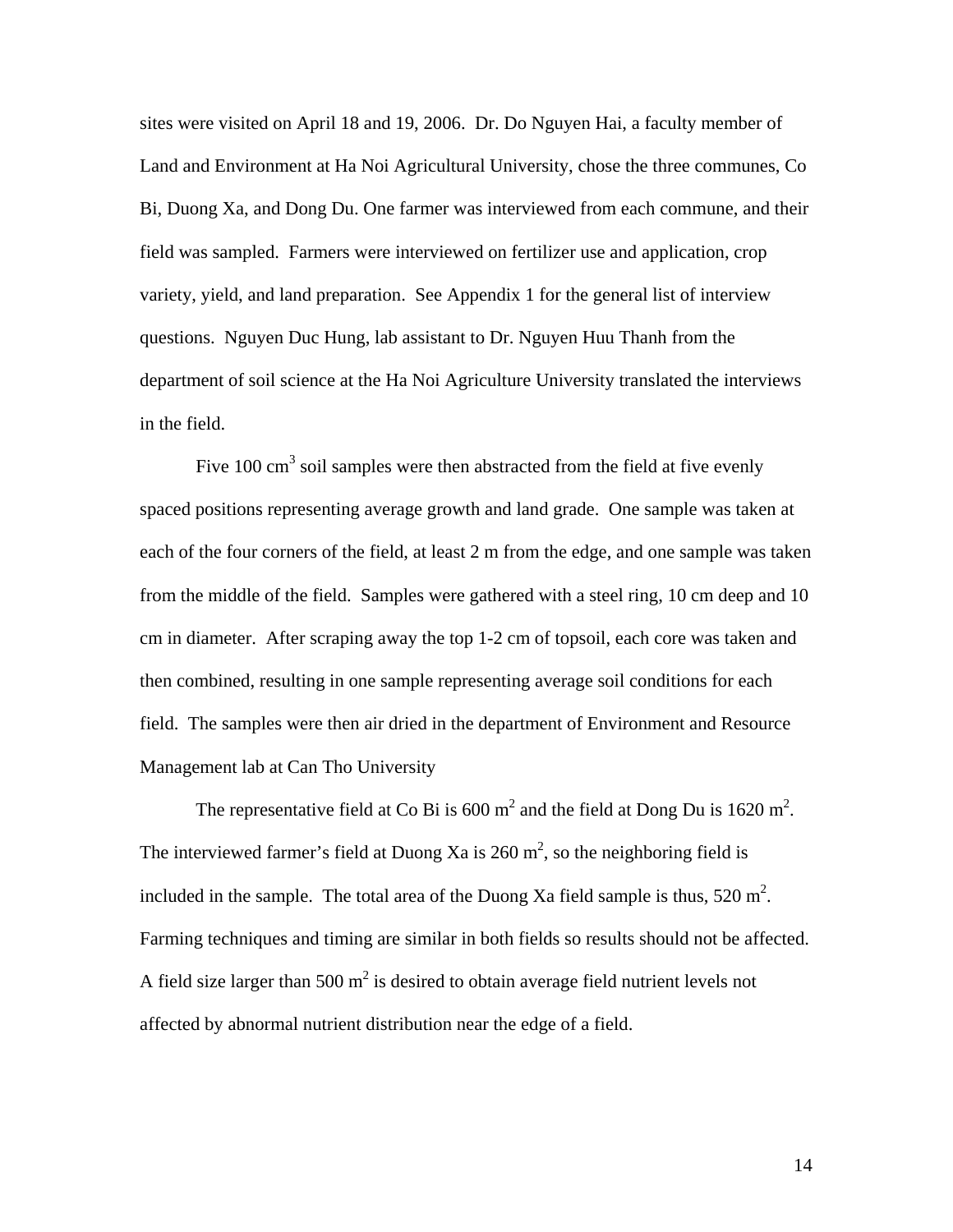sites were visited on April 18 and 19, 2006. Dr. Do Nguyen Hai, a faculty member of Land and Environment at Ha Noi Agricultural University, chose the three communes, Co Bi, Duong Xa, and Dong Du. One farmer was interviewed from each commune, and their field was sampled. Farmers were interviewed on fertilizer use and application, crop variety, yield, and land preparation. See Appendix 1 for the general list of interview questions. Nguyen Duc Hung, lab assistant to Dr. Nguyen Huu Thanh from the department of soil science at the Ha Noi Agriculture University translated the interviews in the field.

Five 100 $cm^3$ soil samples were then abstracted from the field at five evenly spaced positions representing average growth and land grade. One sample was taken at each of the four corners of the field, at least 2 m from the edge, and one sample was taken from the middle of the field. Samples were gathered with a steel ring, 10 cm deep and 10 cm in diameter. After scraping away the top 1-2 cm of topsoil, each core was taken and then combined, resulting in one sample representing average soil conditions for each field. The samples were then air dried in the department of Environment and Resource Management lab at Can Tho University

The representative field at Co Bi is 600 $m^2$ and the field at Dong Du is 1620 $m^2$. The interviewed farmer's field at Duong Xa is 260 $m^2$, so the neighboring field is included in the sample. The total area of the Duong Xa field sample is thus, 520 $m^2$. Farming techniques and timing are similar in both fields so results should not be affected. A field size larger than 500 $m^2$ is desired to obtain average field nutrient levels not affected by abnormal nutrient distribution near the edge of a field.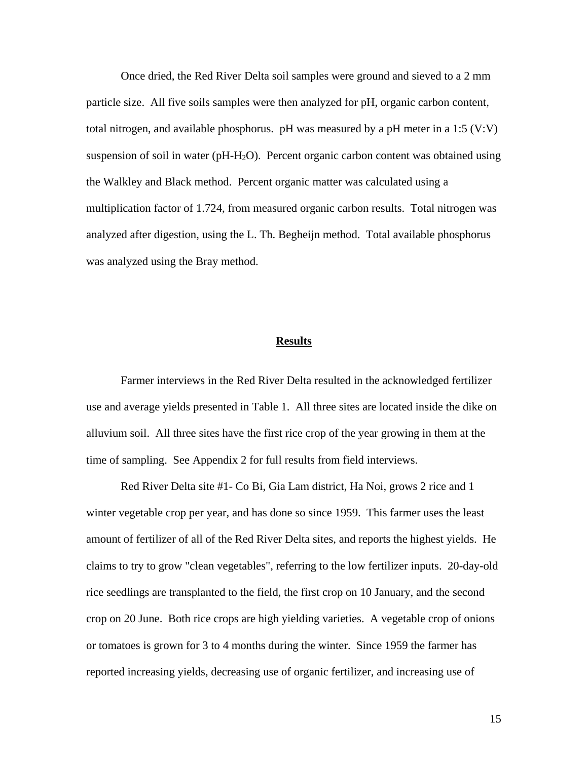Once dried, the Red River Delta soil samples were ground and sieved to a 2 mm particle size. All five soils samples were then analyzed for pH, organic carbon content, total nitrogen, and available phosphorus. pH was measured by a pH meter in a 1:5 (V:V) suspension of soil in water (pH-$H_2O$). Percent organic carbon content was obtained using the Walkley and Black method. Percent organic matter was calculated using a multiplication factor of 1.724, from measured organic carbon results. Total nitrogen was analyzed after digestion, using the L. Th. Begheijn method. Total available phosphorus was analyzed using the Bray method.

## Results

Farmer interviews in the Red River Delta resulted in the acknowledged fertilizer use and average yields presented in Table 1. All three sites are located inside the dike on alluvium soil. All three sites have the first rice crop of the year growing in them at the time of sampling. See Appendix 2 for full results from field interviews.

Red River Delta site #1- Co Bi, Gia Lam district, Ha Noi, grows 2 rice and 1 winter vegetable crop per year, and has done so since 1959. This farmer uses the least amount of fertilizer of all of the Red River Delta sites, and reports the highest yields. He claims to try to grow "clean vegetables", referring to the low fertilizer inputs. 20-day-old rice seedlings are transplanted to the field, the first crop on 10 January, and the second crop on 20 June. Both rice crops are high yielding varieties. A vegetable crop of onions or tomatoes is grown for 3 to 4 months during the winter. Since 1959 the farmer has reported increasing yields, decreasing use of organic fertilizer, and increasing use of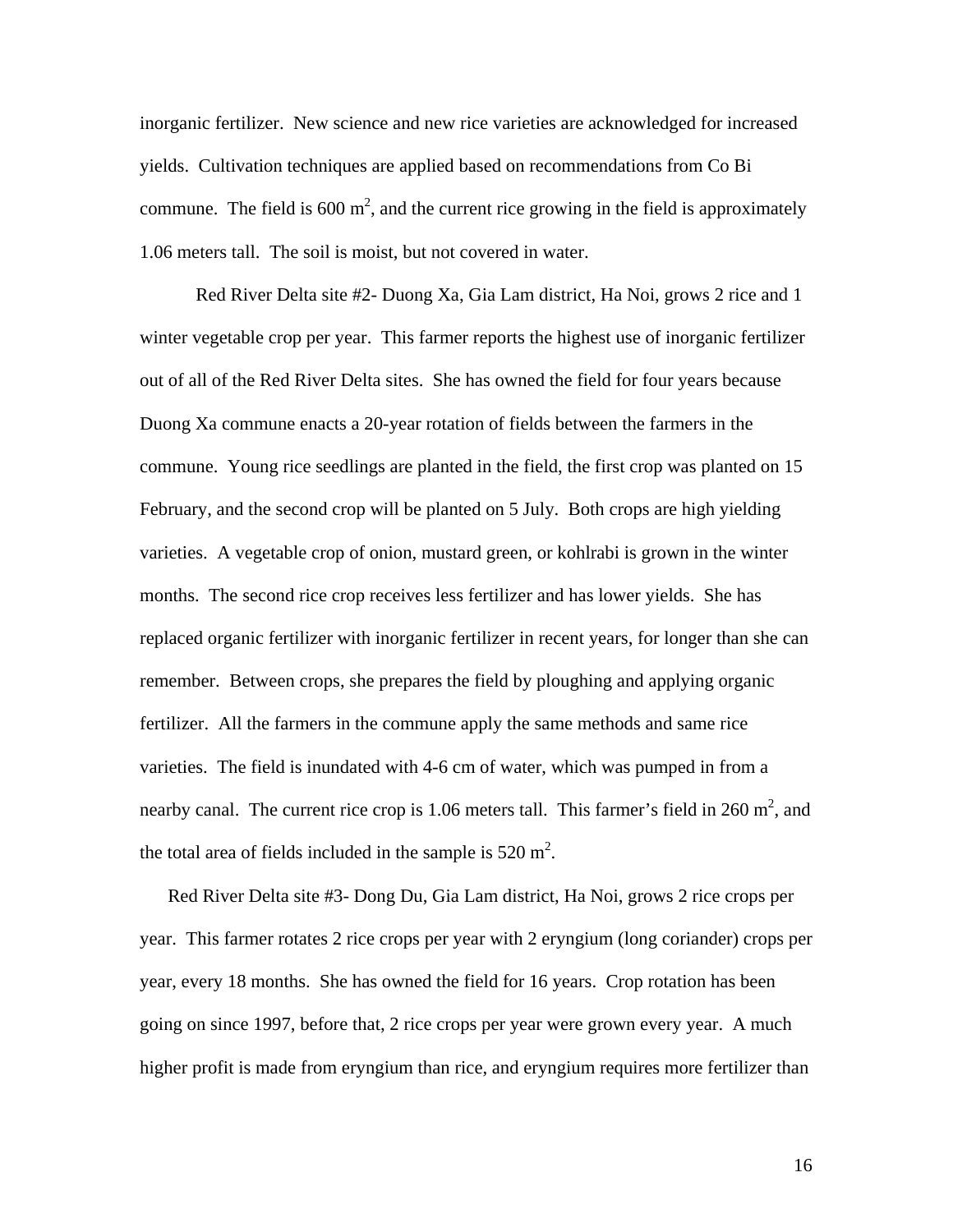inorganic fertilizer. New science and new rice varieties are acknowledged for increased yields. Cultivation techniques are applied based on recommendations from Co Bi commune. The field is 600 $m^2$, and the current rice growing in the field is approximately 1.06 meters tall. The soil is moist, but not covered in water.

Red River Delta site #2- Duong Xa, Gia Lam district, Ha Noi, grows 2 rice and 1 winter vegetable crop per year. This farmer reports the highest use of inorganic fertilizer out of all of the Red River Delta sites. She has owned the field for four years because Duong Xa commune enacts a 20-year rotation of fields between the farmers in the commune. Young rice seedlings are planted in the field, the first crop was planted on 15 February, and the second crop will be planted on 5 July. Both crops are high yielding varieties. A vegetable crop of onion, mustard green, or kohlrabi is grown in the winter months. The second rice crop receives less fertilizer and has lower yields. She has replaced organic fertilizer with inorganic fertilizer in recent years, for longer than she can remember. Between crops, she prepares the field by ploughing and applying organic fertilizer. All the farmers in the commune apply the same methods and same rice varieties. The field is inundated with 4-6 cm of water, which was pumped in from a nearby canal. The current rice crop is 1.06 meters tall. This farmer's field in 260 $m^2$, and the total area of fields included in the sample is 520 $m^2$.

Red River Delta site #3- Dong Du, Gia Lam district, Ha Noi, grows 2 rice crops per year. This farmer rotates 2 rice crops per year with 2 eryngium (long coriander) crops per year, every 18 months. She has owned the field for 16 years. Crop rotation has been going on since 1997, before that, 2 rice crops per year were grown every year. A much higher profit is made from eryngium than rice, and eryngium requires more fertilizer than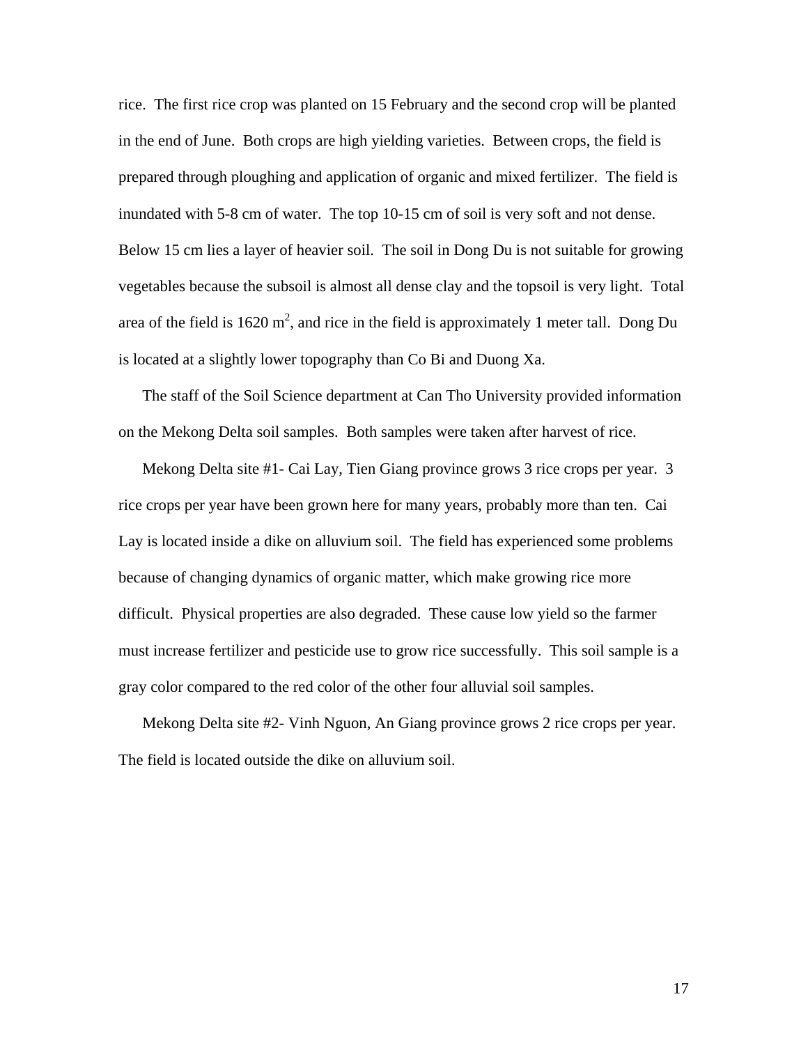rice. The first rice crop was planted on 15 February and the second crop will be planted in the end of June. Both crops are high yielding varieties. Between crops, the field is prepared through ploughing and application of organic and mixed fertilizer. The field is inundated with 5-8 cm of water. The top 10-15 cm of soil is very soft and not dense. Below 15 cm lies a layer of heavier soil. The soil in Dong Du is not suitable for growing vegetables because the subsoil is almost all dense clay and the topsoil is very light. Total area of the field is 1620 $m^2$, and rice in the field is approximately 1 meter tall. Dong Du is located at a slightly lower topography than Co Bi and Duong Xa.

The staff of the Soil Science department at Can Tho University provided information on the Mekong Delta soil samples. Both samples were taken after harvest of rice.

Mekong Delta site #1- Cai Lay, Tien Giang province grows 3 rice crops per year. 3 rice crops per year have been grown here for many years, probably more than ten. Cai Lay is located inside a dike on alluvium soil. The field has experienced some problems because of changing dynamics of organic matter, which make growing rice more difficult. Physical properties are also degraded. These cause low yield so the farmer must increase fertilizer and pesticide use to grow rice successfully. This soil sample is a gray color compared to the red color of the other four alluvial soil samples.

Mekong Delta site #2- Vinh Nguon, An Giang province grows 2 rice crops per year. The field is located outside the dike on alluvium soil.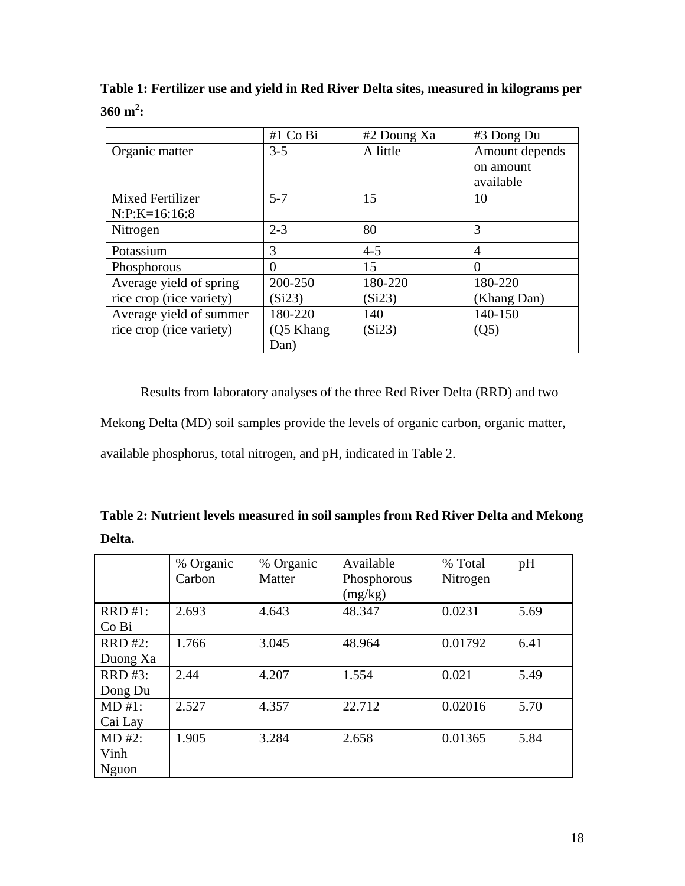**Table 1: Fertilizer use and yield in Red River Delta sites, measured in kilograms per 360 m$^2$:**

| | #1 Co Bi | #2 Doung Xa | #3 Dong Du |
|---|---|---|---|
| Organic matter | 3-5 | A little | Amount depends on amount available |
| Mixed Fertilizer N:P:K=16:16:8 | 5-7 | 15 | 10 |
| Nitrogen | 2-3 | 80 | 3 |
| Potassium | 3 | 4-5 | 4 |
| Phosphorous | 0 | 15 | 0 |
| Average yield of spring rice crop (rice variety) | 200-250 (Si23) | 180-220 (Si23) | 180-220 (Khang Dan) |
| Average yield of summer rice crop (rice variety) | 180-220 (Q5 Khang Dan) | 140 (Si23) | 140-150 (Q5) |

Results from laboratory analyses of the three Red River Delta (RRD) and two Mekong Delta (MD) soil samples provide the levels of organic carbon, organic matter, available phosphorus, total nitrogen, and pH, indicated in Table 2.

**Table 2: Nutrient levels measured in soil samples from Red River Delta and Mekong Delta.**

| | % Organic Carbon | % Organic Matter | Available Phosphorous (mg/kg) | % Total Nitrogen | pH |
|---|---|---|---|---|---|
| RRD #1: Co Bi | 2.693 | 4.643 | 48.347 | 0.0231 | 5.69 |
| RRD #2: Duong Xa | 1.766 | 3.045 | 48.964 | 0.01792 | 6.41 |
| RRD #3: Dong Du | 2.44 | 4.207 | 1.554 | 0.021 | 5.49 |
| MD #1: Cai Lay | 2.527 | 4.357 | 22.712 | 0.02016 | 5.70 |
| MD #2: Vinh Nguon | 1.905 | 3.284 | 2.658 | 0.01365 | 5.84 |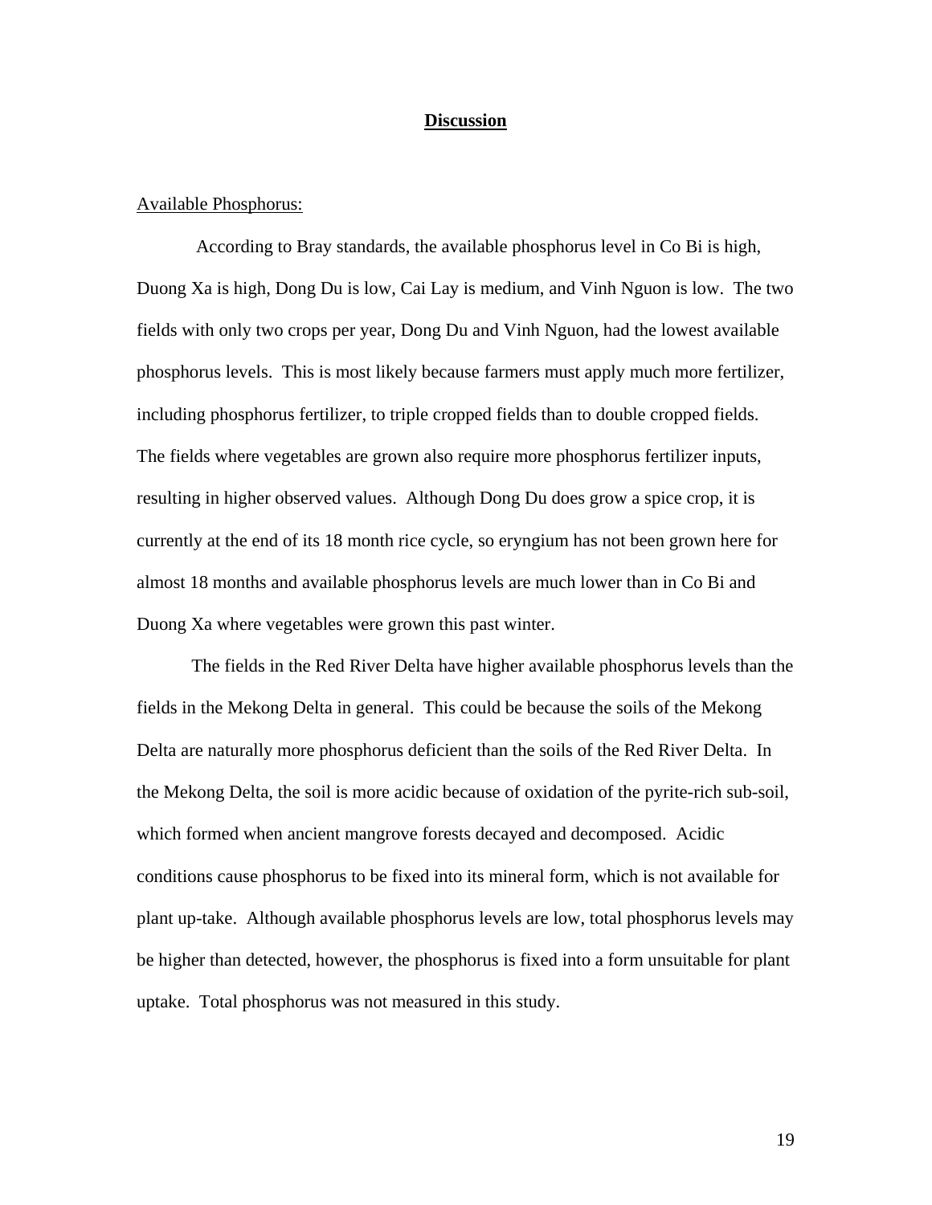## Discussion

Available Phosphorus:

According to Bray standards, the available phosphorus level in Co Bi is high, Duong Xa is high, Dong Du is low, Cai Lay is medium, and Vinh Nguon is low. The two fields with only two crops per year, Dong Du and Vinh Nguon, had the lowest available phosphorus levels. This is most likely because farmers must apply much more fertilizer, including phosphorus fertilizer, to triple cropped fields than to double cropped fields. The fields where vegetables are grown also require more phosphorus fertilizer inputs, resulting in higher observed values. Although Dong Du does grow a spice crop, it is currently at the end of its 18 month rice cycle, so eryngium has not been grown here for almost 18 months and available phosphorus levels are much lower than in Co Bi and Duong Xa where vegetables were grown this past winter.

The fields in the Red River Delta have higher available phosphorus levels than the fields in the Mekong Delta in general. This could be because the soils of the Mekong Delta are naturally more phosphorus deficient than the soils of the Red River Delta. In the Mekong Delta, the soil is more acidic because of oxidation of the pyrite-rich sub-soil, which formed when ancient mangrove forests decayed and decomposed. Acidic conditions cause phosphorus to be fixed into its mineral form, which is not available for plant up-take. Although available phosphorus levels are low, total phosphorus levels may be higher than detected, however, the phosphorus is fixed into a form unsuitable for plant uptake. Total phosphorus was not measured in this study.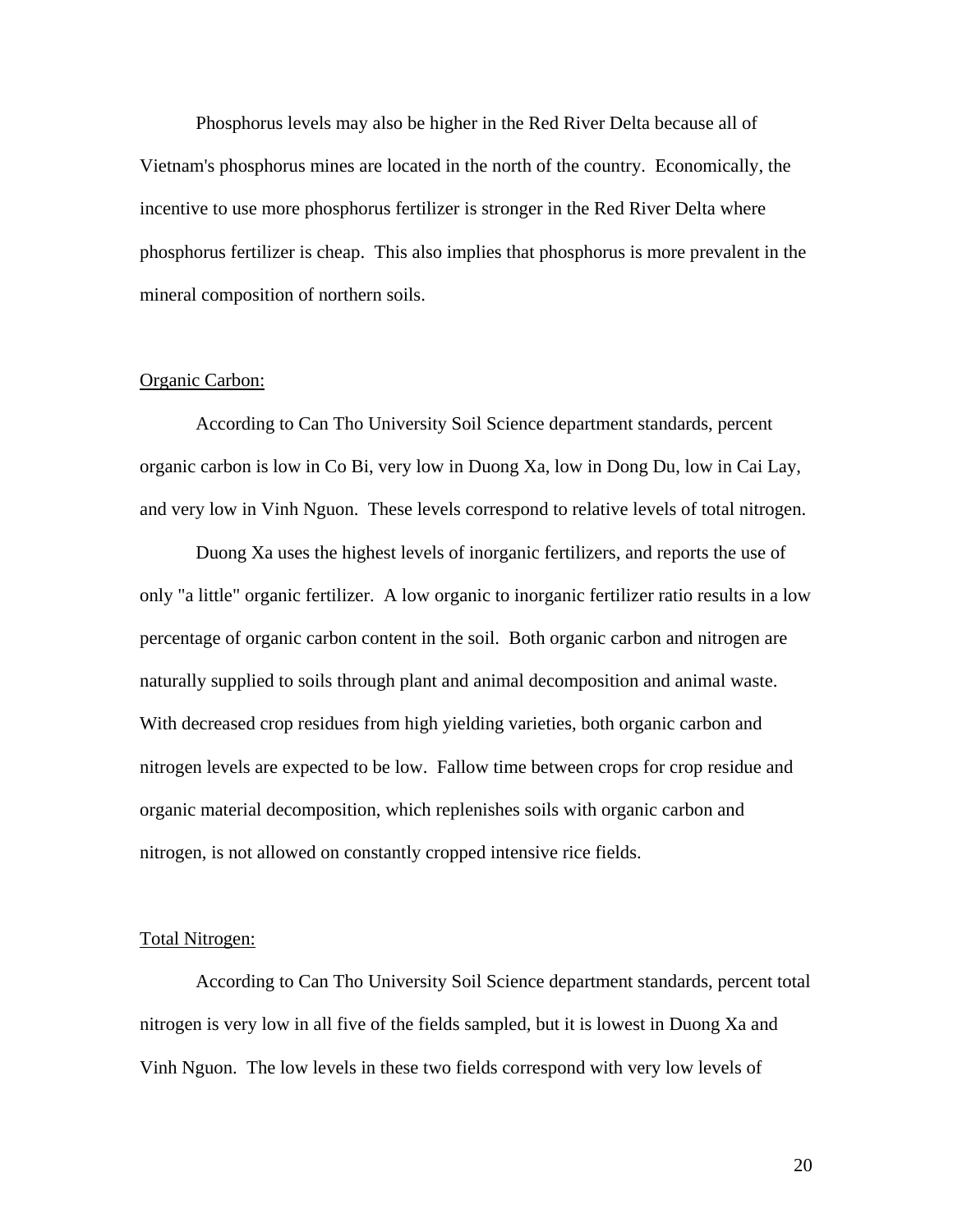Phosphorus levels may also be higher in the Red River Delta because all of Vietnam's phosphorus mines are located in the north of the country. Economically, the incentive to use more phosphorus fertilizer is stronger in the Red River Delta where phosphorus fertilizer is cheap. This also implies that phosphorus is more prevalent in the mineral composition of northern soils.

## Organic Carbon:

According to Can Tho University Soil Science department standards, percent organic carbon is low in Co Bi, very low in Duong Xa, low in Dong Du, low in Cai Lay, and very low in Vinh Nguon. These levels correspond to relative levels of total nitrogen.

Duong Xa uses the highest levels of inorganic fertilizers, and reports the use of only "a little" organic fertilizer. A low organic to inorganic fertilizer ratio results in a low percentage of organic carbon content in the soil. Both organic carbon and nitrogen are naturally supplied to soils through plant and animal decomposition and animal waste. With decreased crop residues from high yielding varieties, both organic carbon and nitrogen levels are expected to be low. Fallow time between crops for crop residue and organic material decomposition, which replenishes soils with organic carbon and nitrogen, is not allowed on constantly cropped intensive rice fields.

## Total Nitrogen:

According to Can Tho University Soil Science department standards, percent total nitrogen is very low in all five of the fields sampled, but it is lowest in Duong Xa and Vinh Nguon. The low levels in these two fields correspond with very low levels of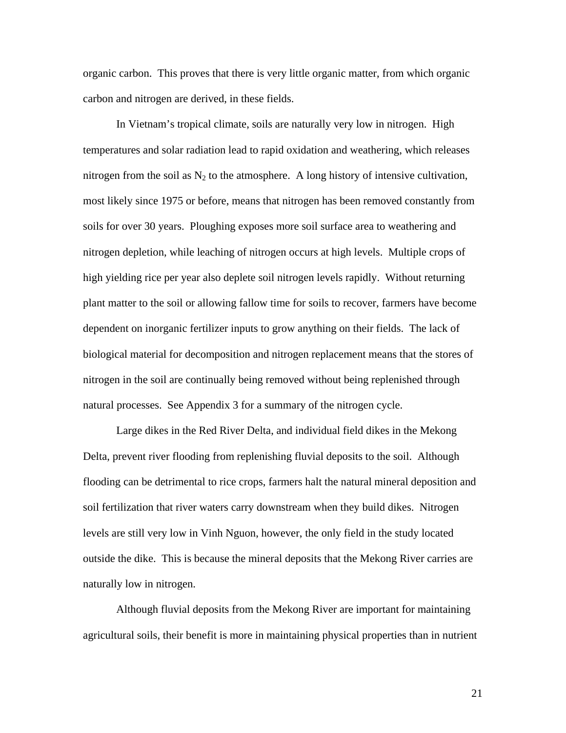organic carbon. This proves that there is very little organic matter, from which organic carbon and nitrogen are derived, in these fields.

In Vietnam's tropical climate, soils are naturally very low in nitrogen. High temperatures and solar radiation lead to rapid oxidation and weathering, which releases nitrogen from the soil as $N_2$ to the atmosphere. A long history of intensive cultivation, most likely since 1975 or before, means that nitrogen has been removed constantly from soils for over 30 years. Ploughing exposes more soil surface area to weathering and nitrogen depletion, while leaching of nitrogen occurs at high levels. Multiple crops of high yielding rice per year also deplete soil nitrogen levels rapidly. Without returning plant matter to the soil or allowing fallow time for soils to recover, farmers have become dependent on inorganic fertilizer inputs to grow anything on their fields. The lack of biological material for decomposition and nitrogen replacement means that the stores of nitrogen in the soil are continually being removed without being replenished through natural processes. See Appendix 3 for a summary of the nitrogen cycle.

Large dikes in the Red River Delta, and individual field dikes in the Mekong Delta, prevent river flooding from replenishing fluvial deposits to the soil. Although flooding can be detrimental to rice crops, farmers halt the natural mineral deposition and soil fertilization that river waters carry downstream when they build dikes. Nitrogen levels are still very low in Vinh Nguon, however, the only field in the study located outside the dike. This is because the mineral deposits that the Mekong River carries are naturally low in nitrogen.

Although fluvial deposits from the Mekong River are important for maintaining agricultural soils, their benefit is more in maintaining physical properties than in nutrient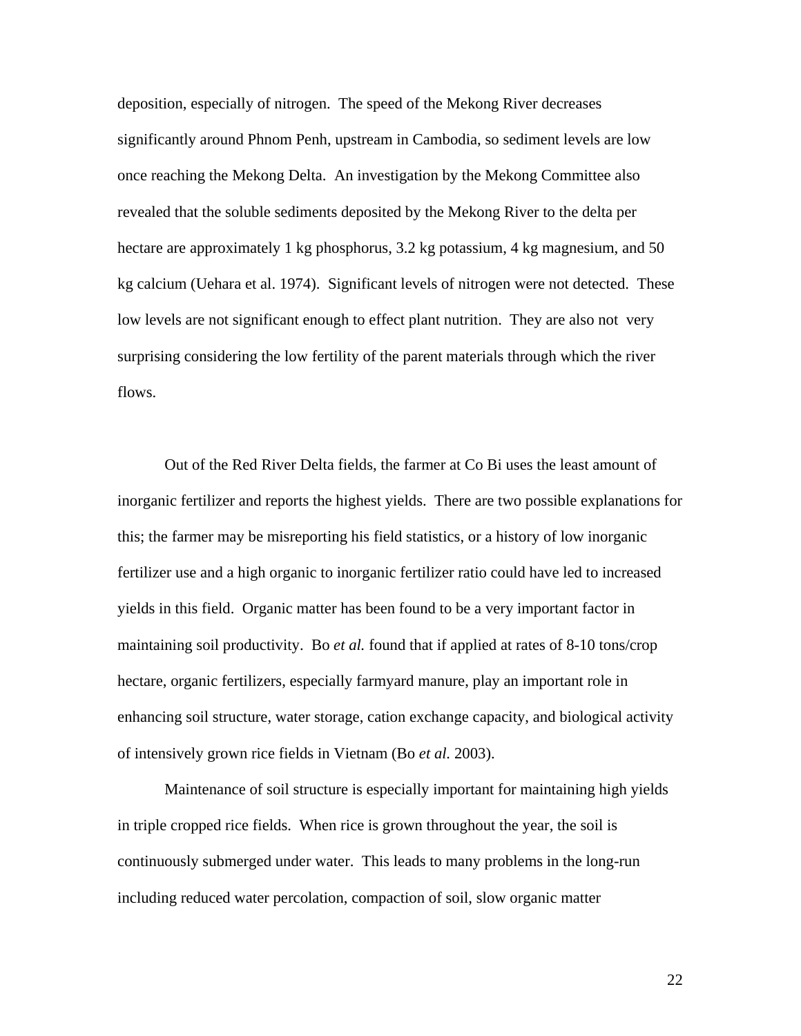deposition, especially of nitrogen. The speed of the Mekong River decreases significantly around Phnom Penh, upstream in Cambodia, so sediment levels are low once reaching the Mekong Delta. An investigation by the Mekong Committee also revealed that the soluble sediments deposited by the Mekong River to the delta per hectare are approximately 1 kg phosphorus, 3.2 kg potassium, 4 kg magnesium, and 50 kg calcium (Uehara et al. 1974). Significant levels of nitrogen were not detected. These low levels are not significant enough to effect plant nutrition. They are also not very surprising considering the low fertility of the parent materials through which the river flows.

Out of the Red River Delta fields, the farmer at Co Bi uses the least amount of inorganic fertilizer and reports the highest yields. There are two possible explanations for this; the farmer may be misreporting his field statistics, or a history of low inorganic fertilizer use and a high organic to inorganic fertilizer ratio could have led to increased yields in this field. Organic matter has been found to be a very important factor in maintaining soil productivity. Bo *et al.* found that if applied at rates of 8-10 tons/crop hectare, organic fertilizers, especially farmyard manure, play an important role in enhancing soil structure, water storage, cation exchange capacity, and biological activity of intensively grown rice fields in Vietnam (Bo *et al.* 2003).

Maintenance of soil structure is especially important for maintaining high yields in triple cropped rice fields. When rice is grown throughout the year, the soil is continuously submerged under water. This leads to many problems in the long-run including reduced water percolation, compaction of soil, slow organic matter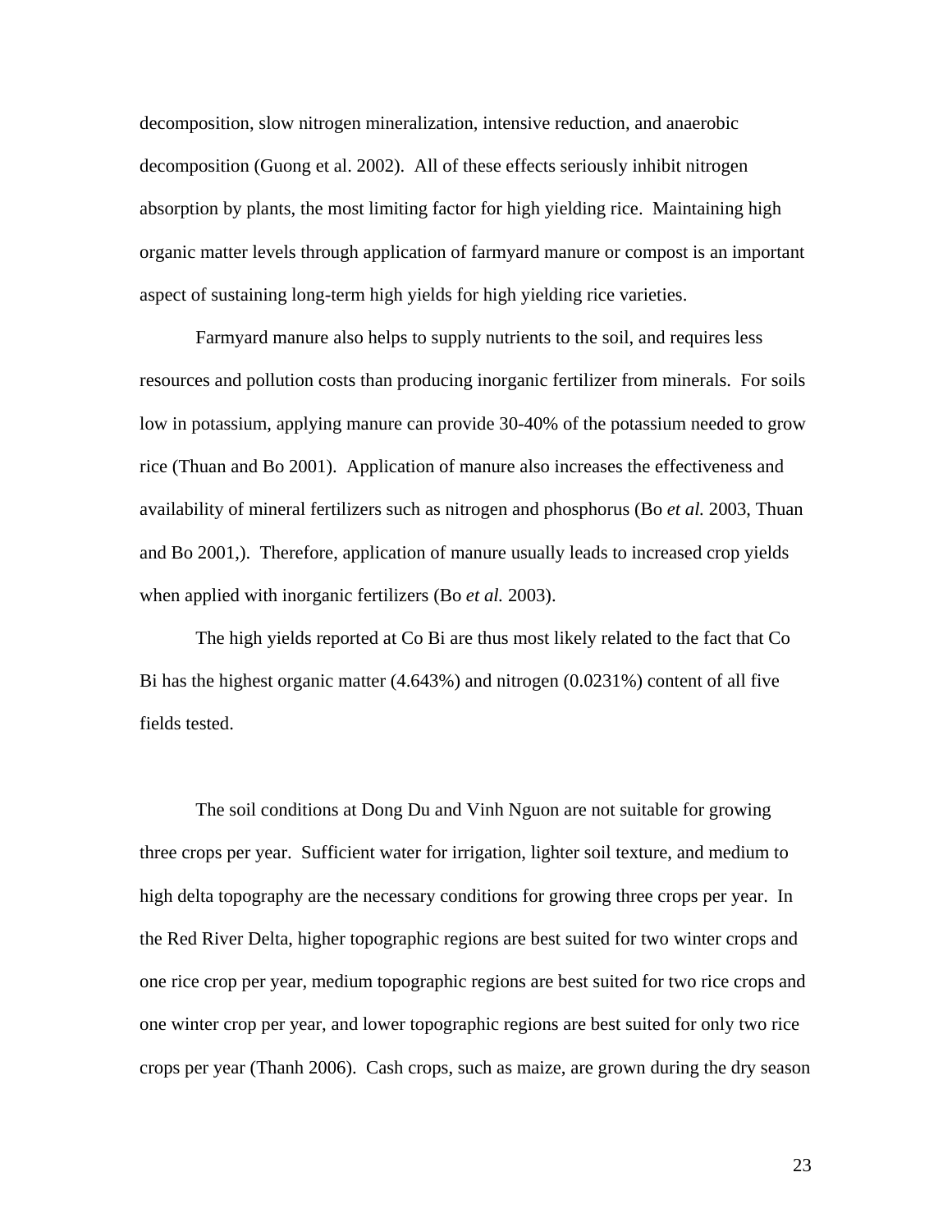decomposition, slow nitrogen mineralization, intensive reduction, and anaerobic decomposition (Guong et al. 2002). All of these effects seriously inhibit nitrogen absorption by plants, the most limiting factor for high yielding rice. Maintaining high organic matter levels through application of farmyard manure or compost is an important aspect of sustaining long-term high yields for high yielding rice varieties.

Farmyard manure also helps to supply nutrients to the soil, and requires less resources and pollution costs than producing inorganic fertilizer from minerals. For soils low in potassium, applying manure can provide 30-40% of the potassium needed to grow rice (Thuan and Bo 2001). Application of manure also increases the effectiveness and availability of mineral fertilizers such as nitrogen and phosphorus (Bo *et al.* 2003, Thuan and Bo 2001,). Therefore, application of manure usually leads to increased crop yields when applied with inorganic fertilizers (Bo *et al.* 2003).

The high yields reported at Co Bi are thus most likely related to the fact that Co Bi has the highest organic matter (4.643%) and nitrogen (0.0231%) content of all five fields tested.

The soil conditions at Dong Du and Vinh Nguon are not suitable for growing three crops per year. Sufficient water for irrigation, lighter soil texture, and medium to high delta topography are the necessary conditions for growing three crops per year. In the Red River Delta, higher topographic regions are best suited for two winter crops and one rice crop per year, medium topographic regions are best suited for two rice crops and one winter crop per year, and lower topographic regions are best suited for only two rice crops per year (Thanh 2006). Cash crops, such as maize, are grown during the dry season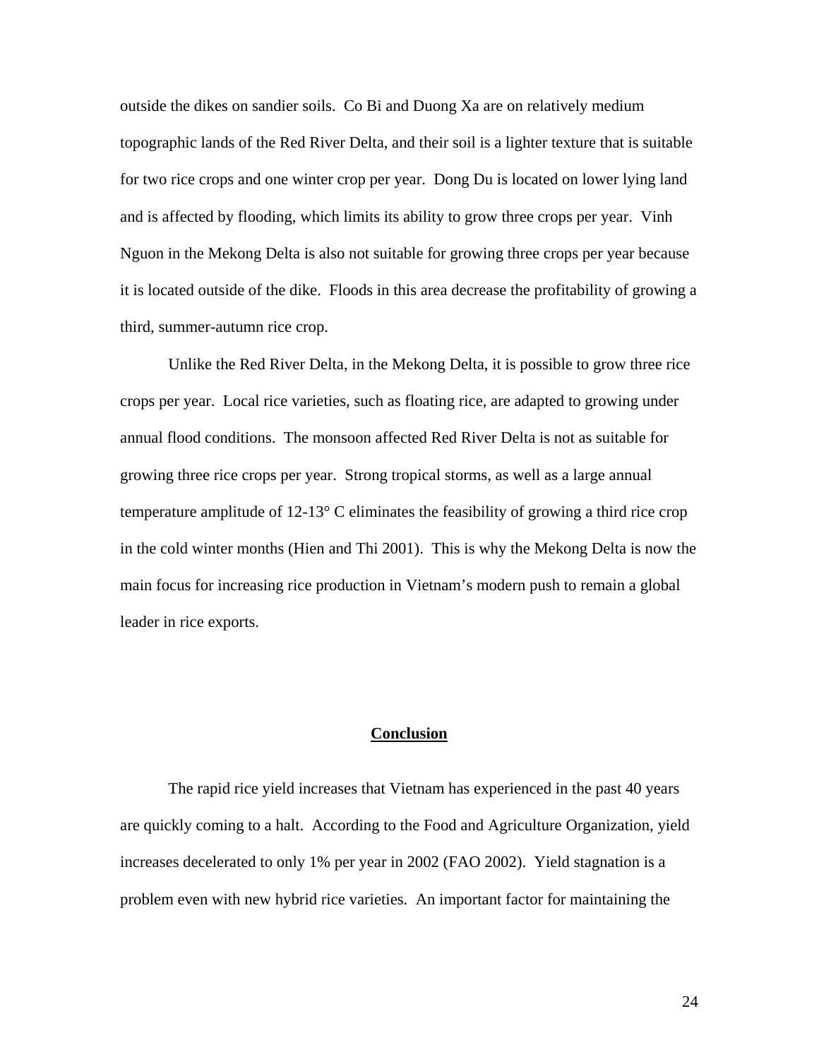outside the dikes on sandier soils. Co Bi and Duong Xa are on relatively medium topographic lands of the Red River Delta, and their soil is a lighter texture that is suitable for two rice crops and one winter crop per year. Dong Du is located on lower lying land and is affected by flooding, which limits its ability to grow three crops per year. Vinh Nguon in the Mekong Delta is also not suitable for growing three crops per year because it is located outside of the dike. Floods in this area decrease the profitability of growing a third, summer-autumn rice crop.

Unlike the Red River Delta, in the Mekong Delta, it is possible to grow three rice crops per year. Local rice varieties, such as floating rice, are adapted to growing under annual flood conditions. The monsoon affected Red River Delta is not as suitable for growing three rice crops per year. Strong tropical storms, as well as a large annual temperature amplitude of 12-13° C eliminates the feasibility of growing a third rice crop in the cold winter months (Hien and Thi 2001). This is why the Mekong Delta is now the main focus for increasing rice production in Vietnam's modern push to remain a global leader in rice exports.

## Conclusion

The rapid rice yield increases that Vietnam has experienced in the past 40 years are quickly coming to a halt. According to the Food and Agriculture Organization, yield increases decelerated to only 1% per year in 2002 (FAO 2002). Yield stagnation is a problem even with new hybrid rice varieties. An important factor for maintaining the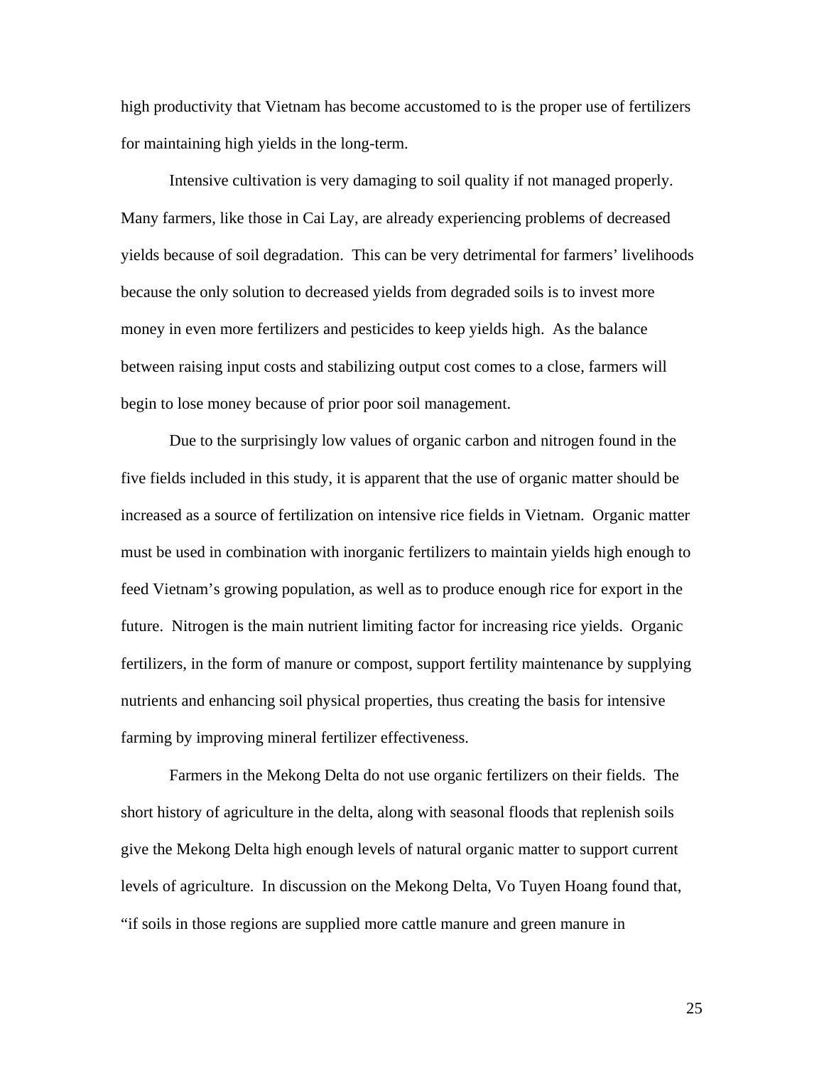high productivity that Vietnam has become accustomed to is the proper use of fertilizers for maintaining high yields in the long-term.

Intensive cultivation is very damaging to soil quality if not managed properly. Many farmers, like those in Cai Lay, are already experiencing problems of decreased yields because of soil degradation. This can be very detrimental for farmers' livelihoods because the only solution to decreased yields from degraded soils is to invest more money in even more fertilizers and pesticides to keep yields high. As the balance between raising input costs and stabilizing output cost comes to a close, farmers will begin to lose money because of prior poor soil management.

Due to the surprisingly low values of organic carbon and nitrogen found in the five fields included in this study, it is apparent that the use of organic matter should be increased as a source of fertilization on intensive rice fields in Vietnam. Organic matter must be used in combination with inorganic fertilizers to maintain yields high enough to feed Vietnam's growing population, as well as to produce enough rice for export in the future. Nitrogen is the main nutrient limiting factor for increasing rice yields. Organic fertilizers, in the form of manure or compost, support fertility maintenance by supplying nutrients and enhancing soil physical properties, thus creating the basis for intensive farming by improving mineral fertilizer effectiveness.

Farmers in the Mekong Delta do not use organic fertilizers on their fields. The short history of agriculture in the delta, along with seasonal floods that replenish soils give the Mekong Delta high enough levels of natural organic matter to support current levels of agriculture. In discussion on the Mekong Delta, Vo Tuyen Hoang found that, "if soils in those regions are supplied more cattle manure and green manure in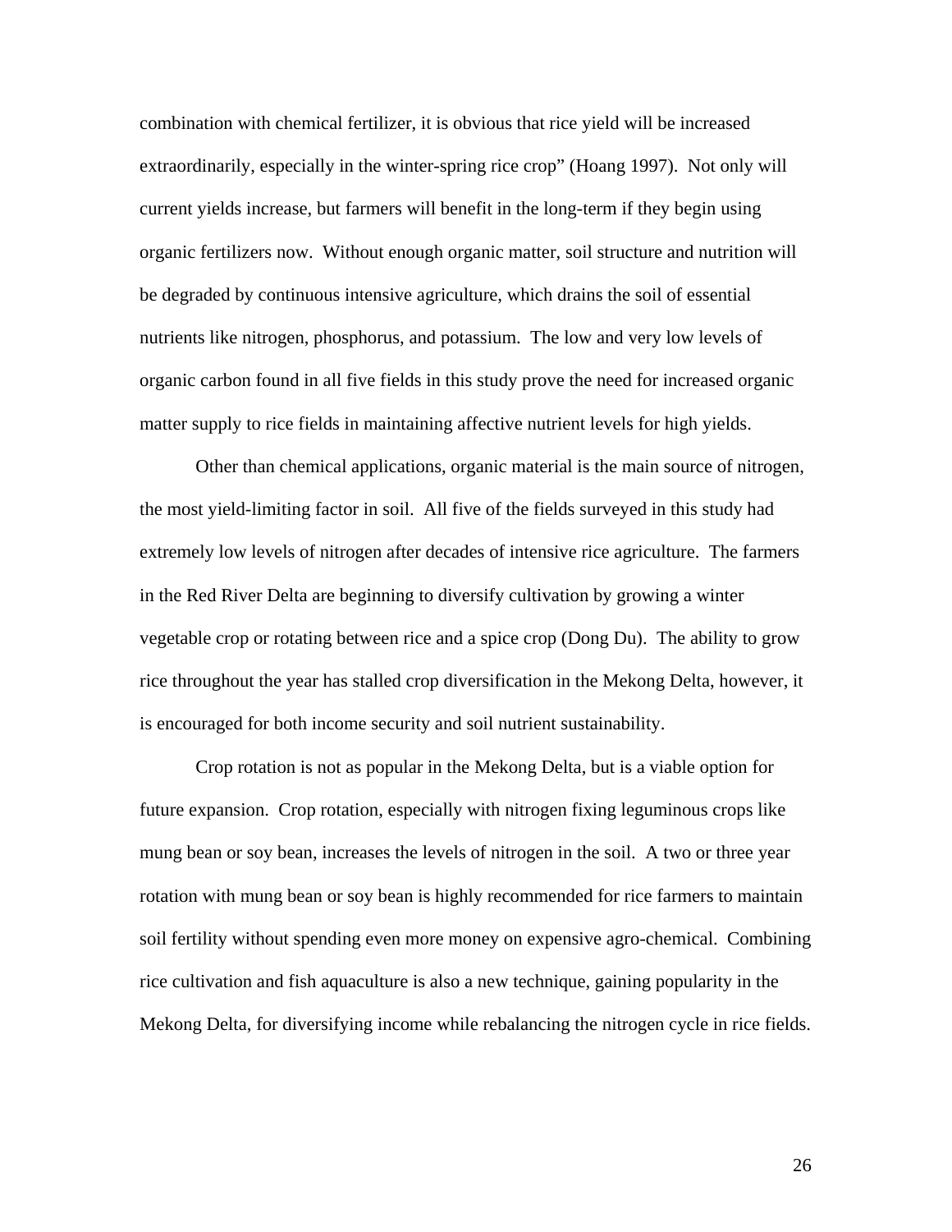combination with chemical fertilizer, it is obvious that rice yield will be increased extraordinarily, especially in the winter-spring rice crop" (Hoang 1997). Not only will current yields increase, but farmers will benefit in the long-term if they begin using organic fertilizers now. Without enough organic matter, soil structure and nutrition will be degraded by continuous intensive agriculture, which drains the soil of essential nutrients like nitrogen, phosphorus, and potassium. The low and very low levels of organic carbon found in all five fields in this study prove the need for increased organic matter supply to rice fields in maintaining affective nutrient levels for high yields.

Other than chemical applications, organic material is the main source of nitrogen, the most yield-limiting factor in soil. All five of the fields surveyed in this study had extremely low levels of nitrogen after decades of intensive rice agriculture. The farmers in the Red River Delta are beginning to diversify cultivation by growing a winter vegetable crop or rotating between rice and a spice crop (Dong Du). The ability to grow rice throughout the year has stalled crop diversification in the Mekong Delta, however, it is encouraged for both income security and soil nutrient sustainability.

Crop rotation is not as popular in the Mekong Delta, but is a viable option for future expansion. Crop rotation, especially with nitrogen fixing leguminous crops like mung bean or soy bean, increases the levels of nitrogen in the soil. A two or three year rotation with mung bean or soy bean is highly recommended for rice farmers to maintain soil fertility without spending even more money on expensive agro-chemical. Combining rice cultivation and fish aquaculture is also a new technique, gaining popularity in the Mekong Delta, for diversifying income while rebalancing the nitrogen cycle in rice fields.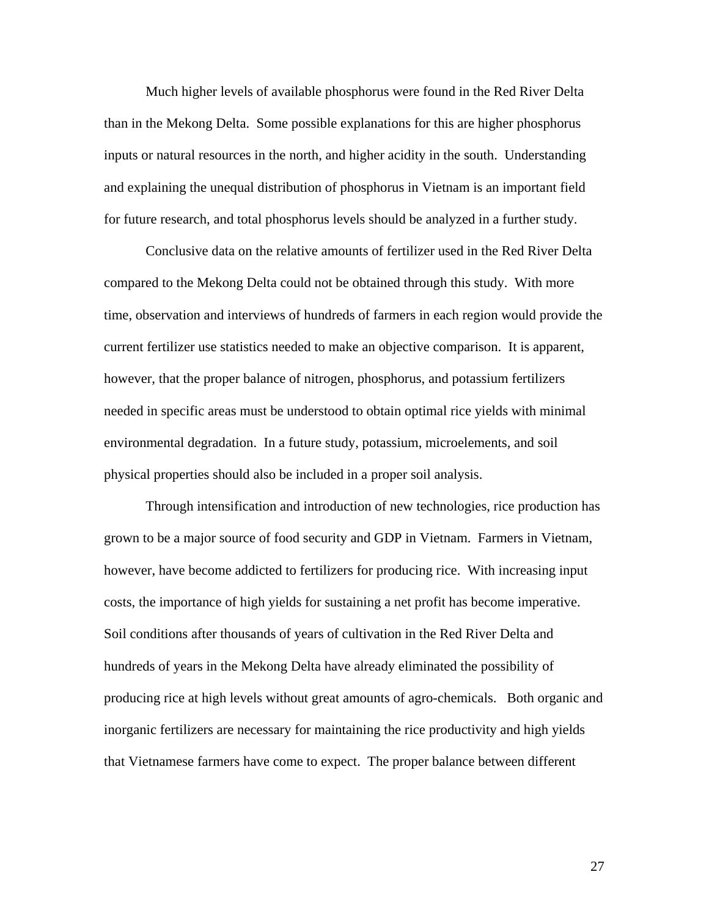Much higher levels of available phosphorus were found in the Red River Delta than in the Mekong Delta. Some possible explanations for this are higher phosphorus inputs or natural resources in the north, and higher acidity in the south. Understanding and explaining the unequal distribution of phosphorus in Vietnam is an important field for future research, and total phosphorus levels should be analyzed in a further study.

Conclusive data on the relative amounts of fertilizer used in the Red River Delta compared to the Mekong Delta could not be obtained through this study. With more time, observation and interviews of hundreds of farmers in each region would provide the current fertilizer use statistics needed to make an objective comparison. It is apparent, however, that the proper balance of nitrogen, phosphorus, and potassium fertilizers needed in specific areas must be understood to obtain optimal rice yields with minimal environmental degradation. In a future study, potassium, microelements, and soil physical properties should also be included in a proper soil analysis.

Through intensification and introduction of new technologies, rice production has grown to be a major source of food security and GDP in Vietnam. Farmers in Vietnam, however, have become addicted to fertilizers for producing rice. With increasing input costs, the importance of high yields for sustaining a net profit has become imperative. Soil conditions after thousands of years of cultivation in the Red River Delta and hundreds of years in the Mekong Delta have already eliminated the possibility of producing rice at high levels without great amounts of agro-chemicals. Both organic and inorganic fertilizers are necessary for maintaining the rice productivity and high yields that Vietnamese farmers have come to expect. The proper balance between different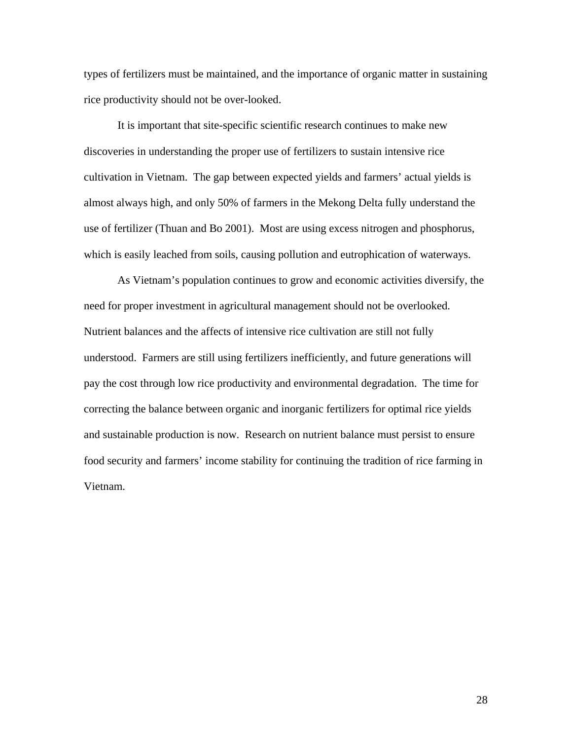types of fertilizers must be maintained, and the importance of organic matter in sustaining rice productivity should not be over-looked.

It is important that site-specific scientific research continues to make new discoveries in understanding the proper use of fertilizers to sustain intensive rice cultivation in Vietnam. The gap between expected yields and farmers' actual yields is almost always high, and only 50% of farmers in the Mekong Delta fully understand the use of fertilizer (Thuan and Bo 2001). Most are using excess nitrogen and phosphorus, which is easily leached from soils, causing pollution and eutrophication of waterways.

As Vietnam's population continues to grow and economic activities diversify, the need for proper investment in agricultural management should not be overlooked. Nutrient balances and the affects of intensive rice cultivation are still not fully understood. Farmers are still using fertilizers inefficiently, and future generations will pay the cost through low rice productivity and environmental degradation. The time for correcting the balance between organic and inorganic fertilizers for optimal rice yields and sustainable production is now. Research on nutrient balance must persist to ensure food security and farmers' income stability for continuing the tradition of rice farming in Vietnam.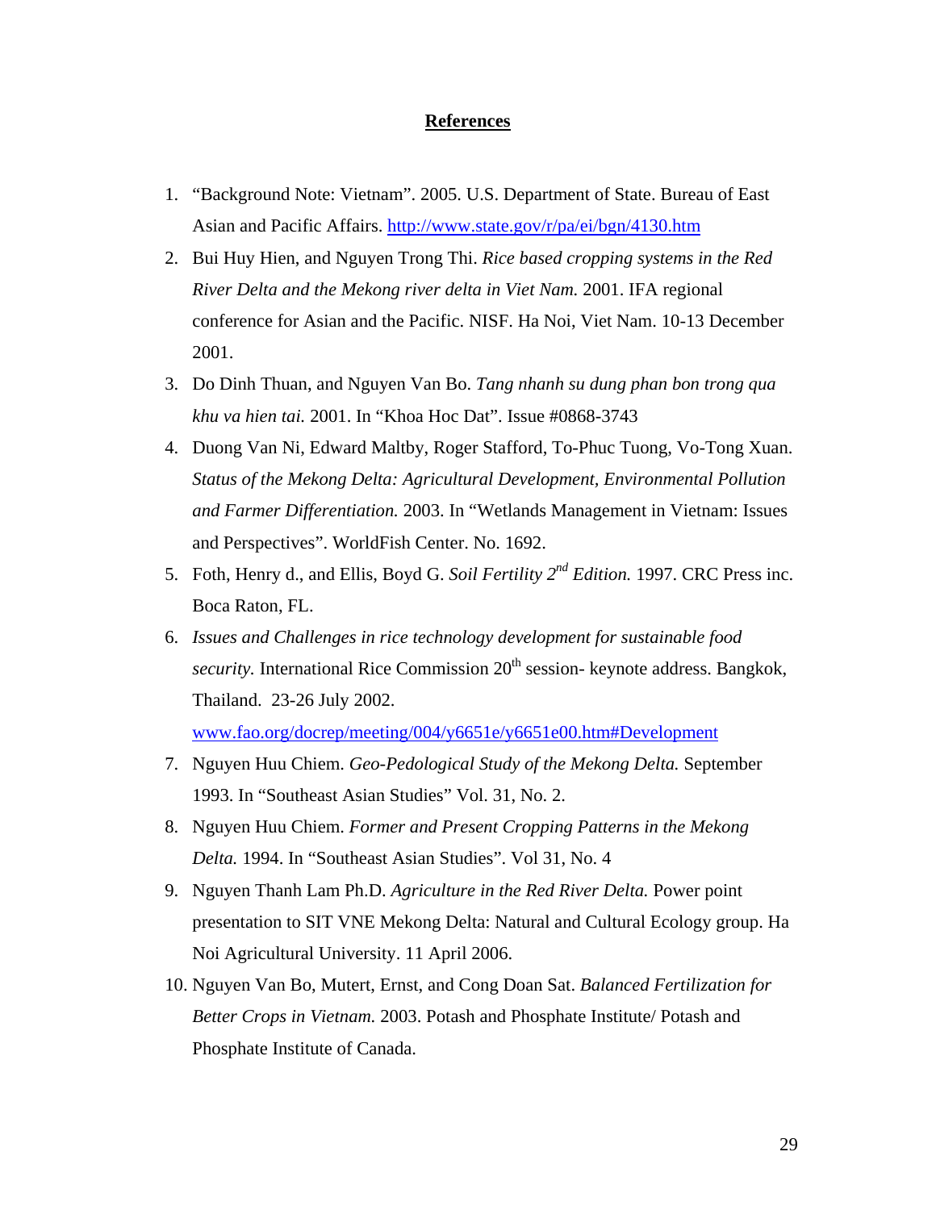## References

1. "Background Note: Vietnam". 2005. U.S. Department of State. Bureau of East Asian and Pacific Affairs. http://www.state.gov/r/pa/ei/bgn/4130.htm
2. Bui Huy Hien, and Nguyen Trong Thi. *Rice based cropping systems in the Red River Delta and the Mekong river delta in Viet Nam.* 2001. IFA regional conference for Asian and the Pacific. NISF. Ha Noi, Viet Nam. 10-13 December 2001.
3. Do Dinh Thuan, and Nguyen Van Bo. *Tang nhanh su dung phan bon trong qua khu va hien tai.* 2001. In "Khoa Hoc Dat". Issue #0868-3743
4. Duong Van Ni, Edward Maltby, Roger Stafford, To-Phuc Tuong, Vo-Tong Xuan. *Status of the Mekong Delta: Agricultural Development, Environmental Pollution and Farmer Differentiation.* 2003. In "Wetlands Management in Vietnam: Issues and Perspectives". WorldFish Center. No. 1692.
5. Foth, Henry d., and Ellis, Boyd G. *Soil Fertility 2nd Edition.* 1997. CRC Press inc. Boca Raton, FL.
6. *Issues and Challenges in rice technology development for sustainable food security.* International Rice Commission 20th session- keynote address. Bangkok, Thailand. 23-26 July 2002. www.fao.org/docrep/meeting/004/y6651e/y6651e00.htm#Development
7. Nguyen Huu Chiem. *Geo-Pedological Study of the Mekong Delta.* September 1993. In "Southeast Asian Studies" Vol. 31, No. 2.
8. Nguyen Huu Chiem. *Former and Present Cropping Patterns in the Mekong Delta.* 1994. In "Southeast Asian Studies". Vol 31, No. 4
9. Nguyen Thanh Lam Ph.D. *Agriculture in the Red River Delta.* Power point presentation to SIT VNE Mekong Delta: Natural and Cultural Ecology group. Ha Noi Agricultural University. 11 April 2006.
10. Nguyen Van Bo, Mutert, Ernst, and Cong Doan Sat. *Balanced Fertilization for Better Crops in Vietnam.* 2003. Potash and Phosphate Institute/ Potash and Phosphate Institute of Canada.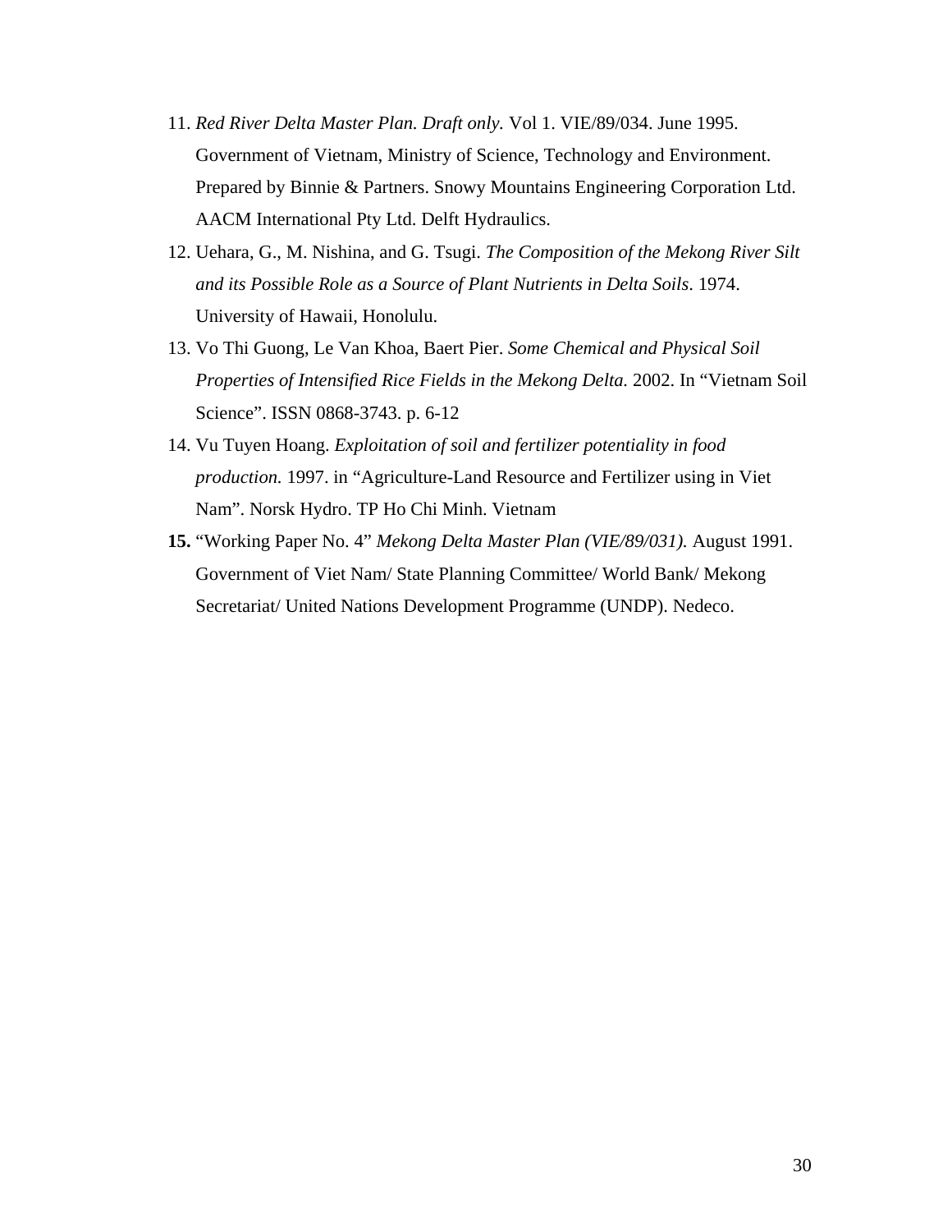11. *Red River Delta Master Plan. Draft only.* Vol 1. VIE/89/034. June 1995. Government of Vietnam, Ministry of Science, Technology and Environment. Prepared by Binnie & Partners. Snowy Mountains Engineering Corporation Ltd. AACM International Pty Ltd. Delft Hydraulics.
12. Uehara, G., M. Nishina, and G. Tsugi. *The Composition of the Mekong River Silt and its Possible Role as a Source of Plant Nutrients in Delta Soils*. 1974. University of Hawaii, Honolulu.
13. Vo Thi Guong, Le Van Khoa, Baert Pier. *Some Chemical and Physical Soil Properties of Intensified Rice Fields in the Mekong Delta.* 2002. In "Vietnam Soil Science". ISSN 0868-3743. p. 6-12
14. Vu Tuyen Hoang. *Exploitation of soil and fertilizer potentiality in food production.* 1997. in "Agriculture-Land Resource and Fertilizer using in Viet Nam". Norsk Hydro. TP Ho Chi Minh. Vietnam
15. "Working Paper No. 4" *Mekong Delta Master Plan (VIE/89/031).* August 1991. Government of Viet Nam/ State Planning Committee/ World Bank/ Mekong Secretariat/ United Nations Development Programme (UNDP). Nedeco.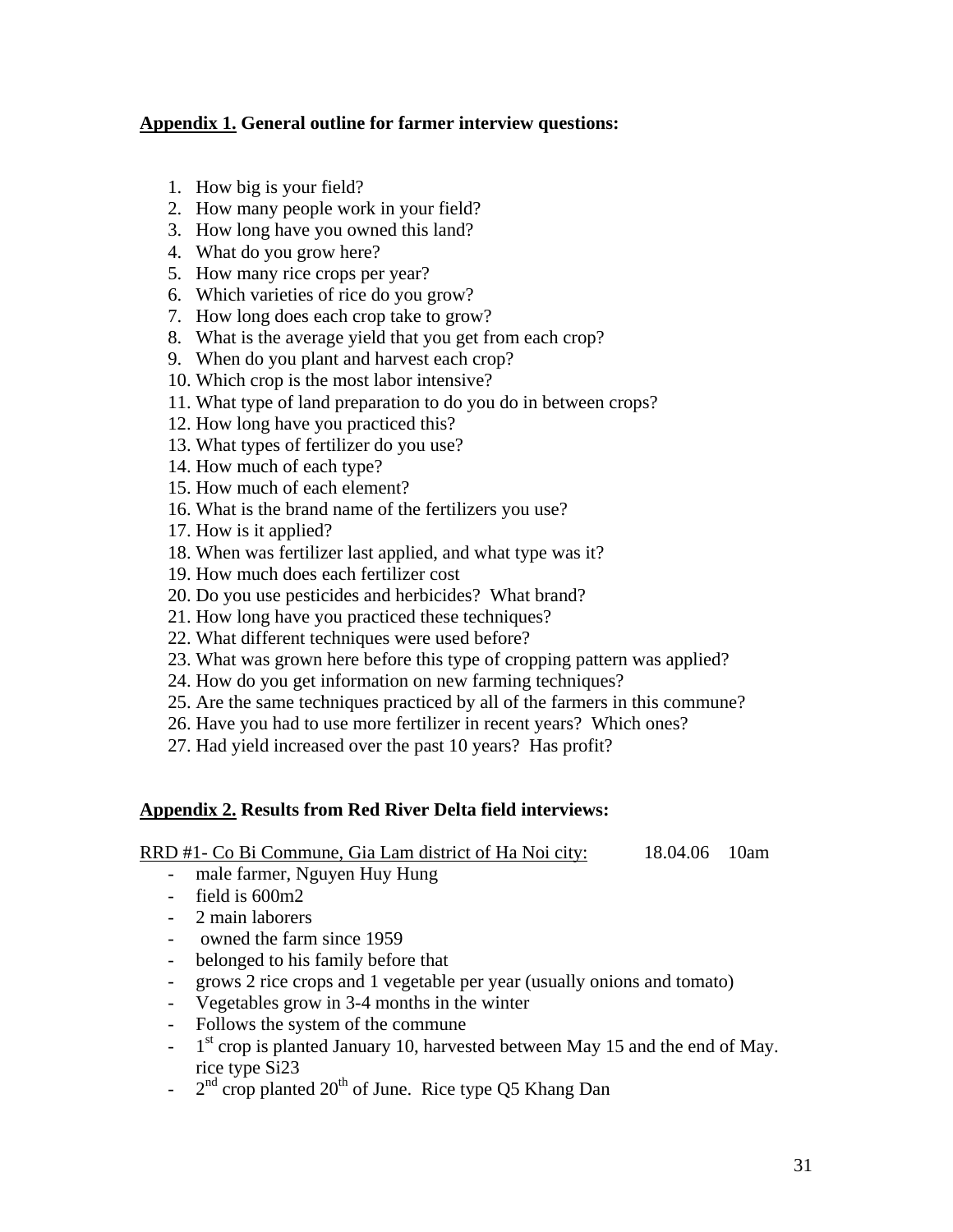**<u>Appendix 1.</u> General outline for farmer interview questions:**

1. How big is your field?
2. How many people work in your field?
3. How long have you owned this land?
4. What do you grow here?
5. How many rice crops per year?
6. Which varieties of rice do you grow?
7. How long does each crop take to grow?
8. What is the average yield that you get from each crop?
9. When do you plant and harvest each crop?
10. Which crop is the most labor intensive?
11. What type of land preparation to do you do in between crops?
12. How long have you practiced this?
13. What types of fertilizer do you use?
14. How much of each type?
15. How much of each element?
16. What is the brand name of the fertilizers you use?
17. How is it applied?
18. When was fertilizer last applied, and what type was it?
19. How much does each fertilizer cost
20. Do you use pesticides and herbicides? What brand?
21. How long have you practiced these techniques?
22. What different techniques were used before?
23. What was grown here before this type of cropping pattern was applied?
24. How do you get information on new farming techniques?
25. Are the same techniques practiced by all of the farmers in this commune?
26. Have you had to use more fertilizer in recent years? Which ones?
27. Had yield increased over the past 10 years? Has profit?

**<u>Appendix 2.</u> Results from Red River Delta field interviews:**

<u>RRD #1- Co Bi Commune, Gia Lam district of Ha Noi city:</u> 18.04.06 10am

- male farmer, Nguyen Huy Hung
- field is 600m2
- 2 main laborers
- owned the farm since 1959
- belonged to his family before that
- grows 2 rice crops and 1 vegetable per year (usually onions and tomato)
- Vegetables grow in 3-4 months in the winter
- Follows the system of the commune
- 1st crop is planted January 10, harvested between May 15 and the end of May. rice type Si23
- 2nd crop planted 20th of June. Rice type Q5 Khang Dan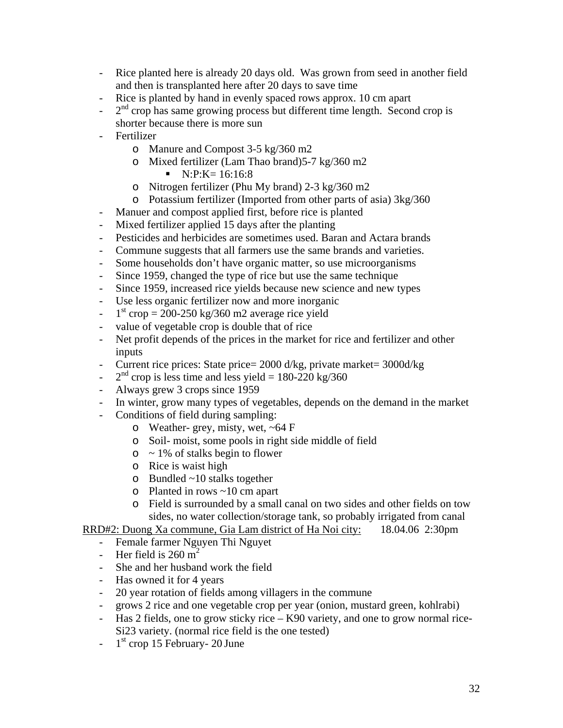- Rice planted here is already 20 days old. Was grown from seed in another field and then is transplanted here after 20 days to save time
- Rice is planted by hand in evenly spaced rows approx. 10 cm apart
- 2nd crop has same growing process but different time length. Second crop is shorter because there is more sun
- Fertilizer
  - Manure and Compost 3-5 kg/360 m2
  - Mixed fertilizer (Lam Thao brand)5-7 kg/360 m2
    - N:P:K= 16:16:8
  - Nitrogen fertilizer (Phu My brand) 2-3 kg/360 m2
  - Potassium fertilizer (Imported from other parts of asia) 3kg/360
- Manuer and compost applied first, before rice is planted
- Mixed fertilizer applied 15 days after the planting
- Pesticides and herbicides are sometimes used. Baran and Actara brands
- Commune suggests that all farmers use the same brands and varieties.
- Some households don't have organic matter, so use microorganisms
- Since 1959, changed the type of rice but use the same technique
- Since 1959, increased rice yields because new science and new types
- Use less organic fertilizer now and more inorganic
- 1st crop = 200-250 kg/360 m2 average rice yield
- value of vegetable crop is double that of rice
- Net profit depends of the prices in the market for rice and fertilizer and other inputs
- Current rice prices: State price= 2000 d/kg, private market= 3000d/kg
- 2nd crop is less time and less yield = 180-220 kg/360
- Always grew 3 crops since 1959
- In winter, grow many types of vegetables, depends on the demand in the market
- Conditions of field during sampling:
  - Weather- grey, misty, wet, ~64 F
  - Soil- moist, some pools in right side middle of field
  - ~ 1% of stalks begin to flower
  - Rice is waist high
  - Bundled ~10 stalks together
  - Planted in rows ~10 cm apart
  - Field is surrounded by a small canal on two sides and other fields on tow sides, no water collection/storage tank, so probably irrigated from canal

<u>RRD#2: Duong Xa commune, Gia Lam district of Ha Noi city:</u> 18.04.06 2:30pm

- Female farmer Nguyen Thi Nguyet
- Her field is 260 $m^2$
- She and her husband work the field
- Has owned it for 4 years
- 20 year rotation of fields among villagers in the commune
- grows 2 rice and one vegetable crop per year (onion, mustard green, kohlrabi)
- Has 2 fields, one to grow sticky rice – K90 variety, and one to grow normal rice- Si23 variety. (normal rice field is the one tested)
- 1st crop 15 February- 20 June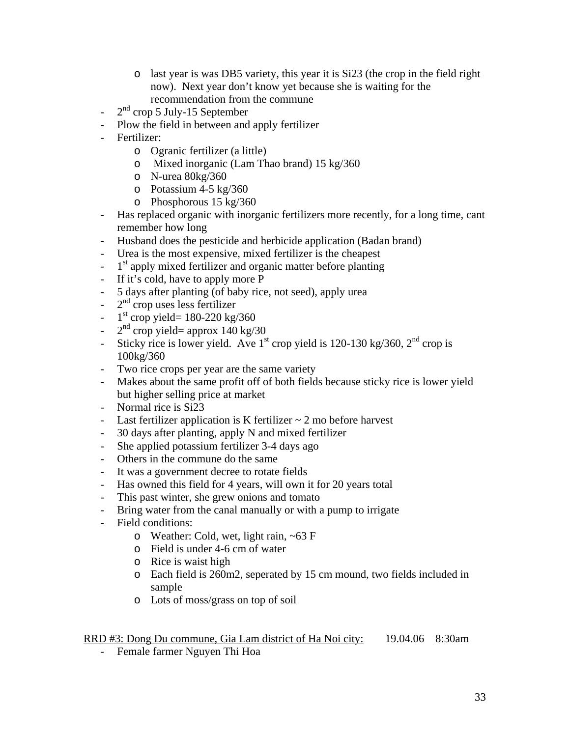- last year is was DB5 variety, this year it is Si23 (the crop in the field right now). Next year don't know yet because she is waiting for the recommendation from the commune
- 2nd crop 5 July-15 September
- Plow the field in between and apply fertilizer
- Fertilizer:
  - Ogranic fertilizer (a little)
  - Mixed inorganic (Lam Thao brand) 15 kg/360
  - N-urea 80kg/360
  - Potassium 4-5 kg/360
  - Phosphorous 15 kg/360
- Has replaced organic with inorganic fertilizers more recently, for a long time, cant remember how long
- Husband does the pesticide and herbicide application (Badan brand)
- Urea is the most expensive, mixed fertilizer is the cheapest
- 1st apply mixed fertilizer and organic matter before planting
- If it's cold, have to apply more P
- 5 days after planting (of baby rice, not seed), apply urea
- 2nd crop uses less fertilizer
- 1st crop yield= 180-220 kg/360
- 2nd crop yield= approx 140 kg/30
- Sticky rice is lower yield. Ave 1st crop yield is 120-130 kg/360, 2nd crop is 100kg/360
- Two rice crops per year are the same variety
- Makes about the same profit off of both fields because sticky rice is lower yield but higher selling price at market
- Normal rice is Si23
- Last fertilizer application is K fertilizer ~ 2 mo before harvest
- 30 days after planting, apply N and mixed fertilizer
- She applied potassium fertilizer 3-4 days ago
- Others in the commune do the same
- It was a government decree to rotate fields
- Has owned this field for 4 years, will own it for 20 years total
- This past winter, she grew onions and tomato
- Bring water from the canal manually or with a pump to irrigate
- Field conditions:
  - Weather: Cold, wet, light rain, ~63 F
  - Field is under 4-6 cm of water
  - Rice is waist high
  - Each field is 260m2, seperated by 15 cm mound, two fields included in sample
  - Lots of moss/grass on top of soil

RRD #3: Dong Du commune, Gia Lam district of Ha Noi city: 19.04.06 8:30am

- Female farmer Nguyen Thi Hoa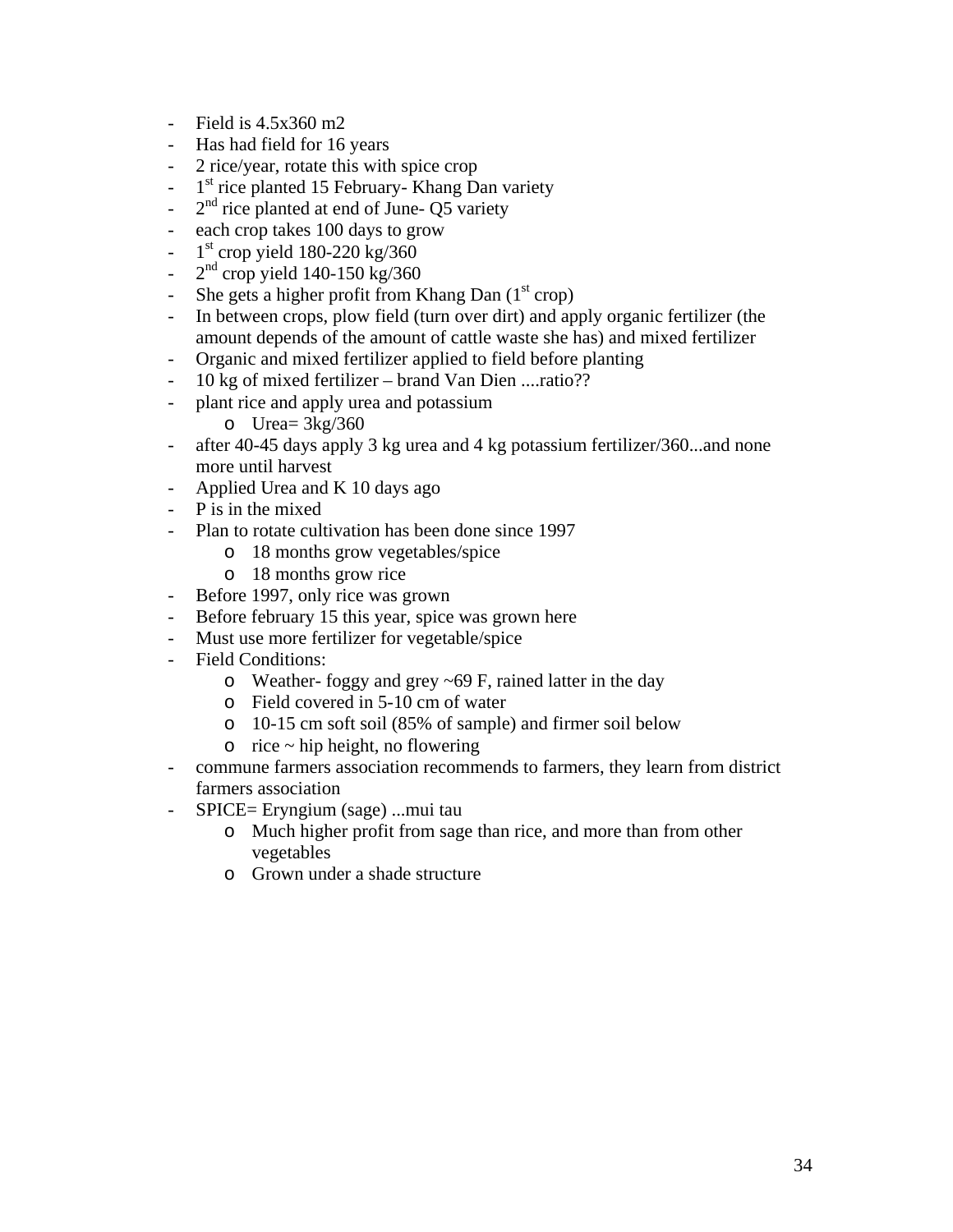- Field is 4.5x360 m2
- Has had field for 16 years
- 2 rice/year, rotate this with spice crop
- 1st rice planted 15 February- Khang Dan variety
- 2nd rice planted at end of June- Q5 variety
- each crop takes 100 days to grow
- 1st crop yield 180-220 kg/360
- 2nd crop yield 140-150 kg/360
- She gets a higher profit from Khang Dan (1st crop)
- In between crops, plow field (turn over dirt) and apply organic fertilizer (the amount depends of the amount of cattle waste she has) and mixed fertilizer
- Organic and mixed fertilizer applied to field before planting
- 10 kg of mixed fertilizer – brand Van Dien ....ratio??
- plant rice and apply urea and potassium
    - Urea= 3kg/360
- after 40-45 days apply 3 kg urea and 4 kg potassium fertilizer/360...and none more until harvest
- Applied Urea and K 10 days ago
- P is in the mixed
- Plan to rotate cultivation has been done since 1997
    - 18 months grow vegetables/spice
    - 18 months grow rice
- Before 1997, only rice was grown
- Before february 15 this year, spice was grown here
- Must use more fertilizer for vegetable/spice
- Field Conditions:
    - Weather- foggy and grey ~69 F, rained latter in the day
    - Field covered in 5-10 cm of water
    - 10-15 cm soft soil (85% of sample) and firmer soil below
    - rice ~ hip height, no flowering
- commune farmers association recommends to farmers, they learn from district farmers association
- SPICE= Eryngium (sage) ...mui tau
    - Much higher profit from sage than rice, and more than from other vegetables
    - Grown under a shade structure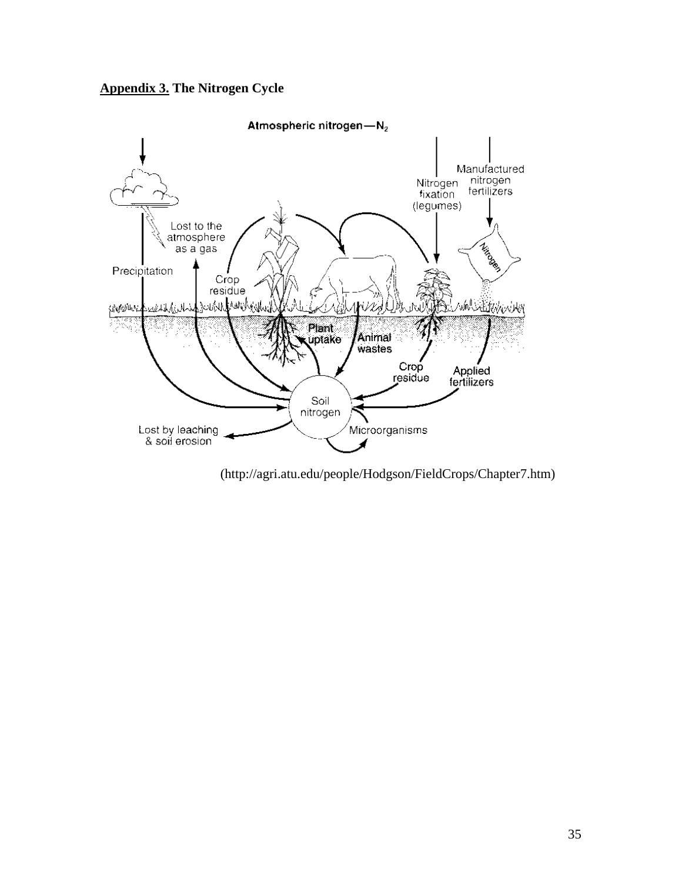**Appendix 3.** **The Nitrogen Cycle**

Atmospheric nitrogen—$N_2$

Manufactured nitrogen fertilizers

Nitrogen fixation (legumes)

Nitrogen

Lost to the atmosphere as a gas

Precipitation

Crop residue

Plant uptake

Animal wastes

Crop residue

Applied fertilizers

Soil nitrogen

Lost by leaching & soil erosion

Microorganisms

(http://agri.atu.edu/people/Hodgson/FieldCrops/Chapter7.htm)